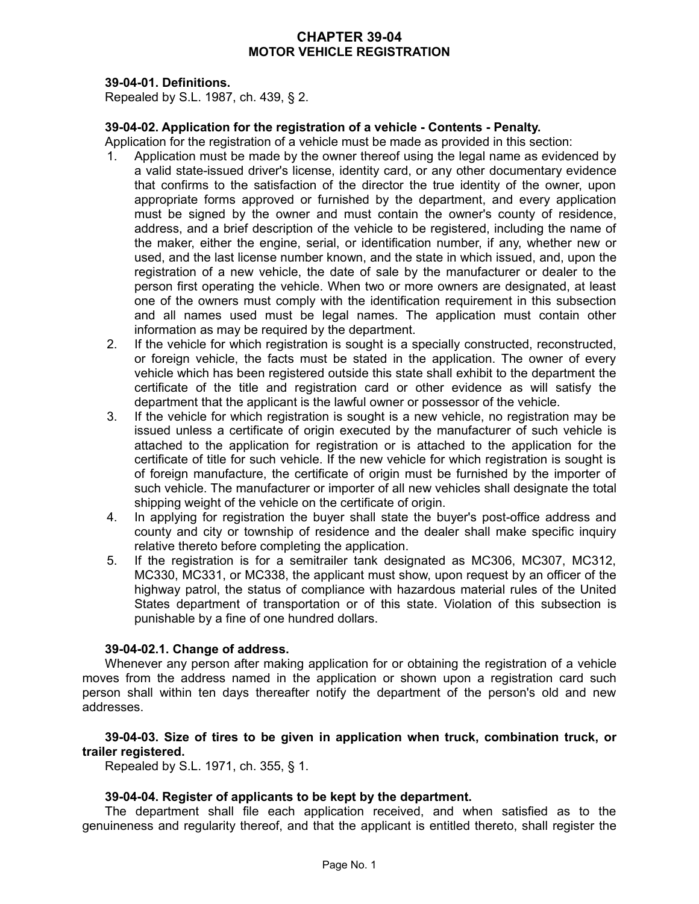# CHAPTER 39-04
# MOTOR VEHICLE REGISTRATION

**39-04-01. Definitions.**

Repealed by S.L. 1987, ch. 439, § 2.

**39-04-02. Application for the registration of a vehicle - Contents - Penalty.**

Application for the registration of a vehicle must be made as provided in this section:

1. Application must be made by the owner thereof using the legal name as evidenced by a valid state-issued driver's license, identity card, or any other documentary evidence that confirms to the satisfaction of the director the true identity of the owner, upon appropriate forms approved or furnished by the department, and every application must be signed by the owner and must contain the owner's county of residence, address, and a brief description of the vehicle to be registered, including the name of the maker, either the engine, serial, or identification number, if any, whether new or used, and the last license number known, and the state in which issued, and, upon the registration of a new vehicle, the date of sale by the manufacturer or dealer to the person first operating the vehicle. When two or more owners are designated, at least one of the owners must comply with the identification requirement in this subsection and all names used must be legal names. The application must contain other information as may be required by the department.
2. If the vehicle for which registration is sought is a specially constructed, reconstructed, or foreign vehicle, the facts must be stated in the application. The owner of every vehicle which has been registered outside this state shall exhibit to the department the certificate of the title and registration card or other evidence as will satisfy the department that the applicant is the lawful owner or possessor of the vehicle.
3. If the vehicle for which registration is sought is a new vehicle, no registration may be issued unless a certificate of origin executed by the manufacturer of such vehicle is attached to the application for registration or is attached to the application for the certificate of title for such vehicle. If the new vehicle for which registration is sought is of foreign manufacture, the certificate of origin must be furnished by the importer of such vehicle. The manufacturer or importer of all new vehicles shall designate the total shipping weight of the vehicle on the certificate of origin.
4. In applying for registration the buyer shall state the buyer's post-office address and county and city or township of residence and the dealer shall make specific inquiry relative thereto before completing the application.
5. If the registration is for a semitrailer tank designated as MC306, MC307, MC312, MC330, MC331, or MC338, the applicant must show, upon request by an officer of the highway patrol, the status of compliance with hazardous material rules of the United States department of transportation or of this state. Violation of this subsection is punishable by a fine of one hundred dollars.

**39-04-02.1. Change of address.**

Whenever any person after making application for or obtaining the registration of a vehicle moves from the address named in the application or shown upon a registration card such person shall within ten days thereafter notify the department of the person's old and new addresses.

**39-04-03. Size of tires to be given in application when truck, combination truck, or trailer registered.**

Repealed by S.L. 1971, ch. 355, § 1.

**39-04-04. Register of applicants to be kept by the department.**

The department shall file each application received, and when satisfied as to the genuineness and regularity thereof, and that the applicant is entitled thereto, shall register the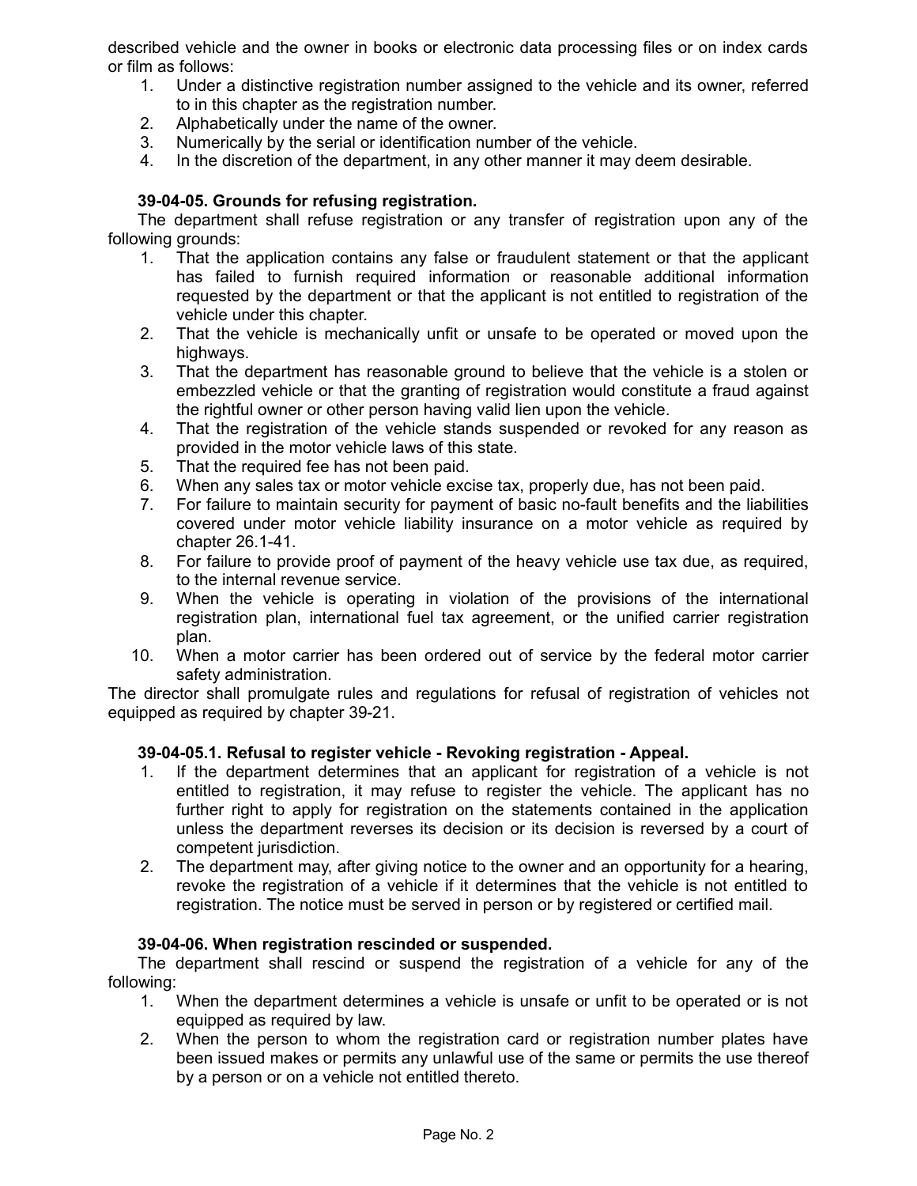described vehicle and the owner in books or electronic data processing files or on index cards or film as follows:

1. Under a distinctive registration number assigned to the vehicle and its owner, referred to in this chapter as the registration number.
2. Alphabetically under the name of the owner.
3. Numerically by the serial or identification number of the vehicle.
4. In the discretion of the department, in any other manner it may deem desirable.

**39-04-05. Grounds for refusing registration.**

The department shall refuse registration or any transfer of registration upon any of the following grounds:

1. That the application contains any false or fraudulent statement or that the applicant has failed to furnish required information or reasonable additional information requested by the department or that the applicant is not entitled to registration of the vehicle under this chapter.
2. That the vehicle is mechanically unfit or unsafe to be operated or moved upon the highways.
3. That the department has reasonable ground to believe that the vehicle is a stolen or embezzled vehicle or that the granting of registration would constitute a fraud against the rightful owner or other person having valid lien upon the vehicle.
4. That the registration of the vehicle stands suspended or revoked for any reason as provided in the motor vehicle laws of this state.
5. That the required fee has not been paid.
6. When any sales tax or motor vehicle excise tax, properly due, has not been paid.
7. For failure to maintain security for payment of basic no-fault benefits and the liabilities covered under motor vehicle liability insurance on a motor vehicle as required by chapter 26.1-41.
8. For failure to provide proof of payment of the heavy vehicle use tax due, as required, to the internal revenue service.
9. When the vehicle is operating in violation of the provisions of the international registration plan, international fuel tax agreement, or the unified carrier registration plan.
10. When a motor carrier has been ordered out of service by the federal motor carrier safety administration.

The director shall promulgate rules and regulations for refusal of registration of vehicles not equipped as required by chapter 39-21.

**39-04-05.1. Refusal to register vehicle - Revoking registration - Appeal.**

1. If the department determines that an applicant for registration of a vehicle is not entitled to registration, it may refuse to register the vehicle. The applicant has no further right to apply for registration on the statements contained in the application unless the department reverses its decision or its decision is reversed by a court of competent jurisdiction.
2. The department may, after giving notice to the owner and an opportunity for a hearing, revoke the registration of a vehicle if it determines that the vehicle is not entitled to registration. The notice must be served in person or by registered or certified mail.

**39-04-06. When registration rescinded or suspended.**

The department shall rescind or suspend the registration of a vehicle for any of the following:

1. When the department determines a vehicle is unsafe or unfit to be operated or is not equipped as required by law.
2. When the person to whom the registration card or registration number plates have been issued makes or permits any unlawful use of the same or permits the use thereof by a person or on a vehicle not entitled thereto.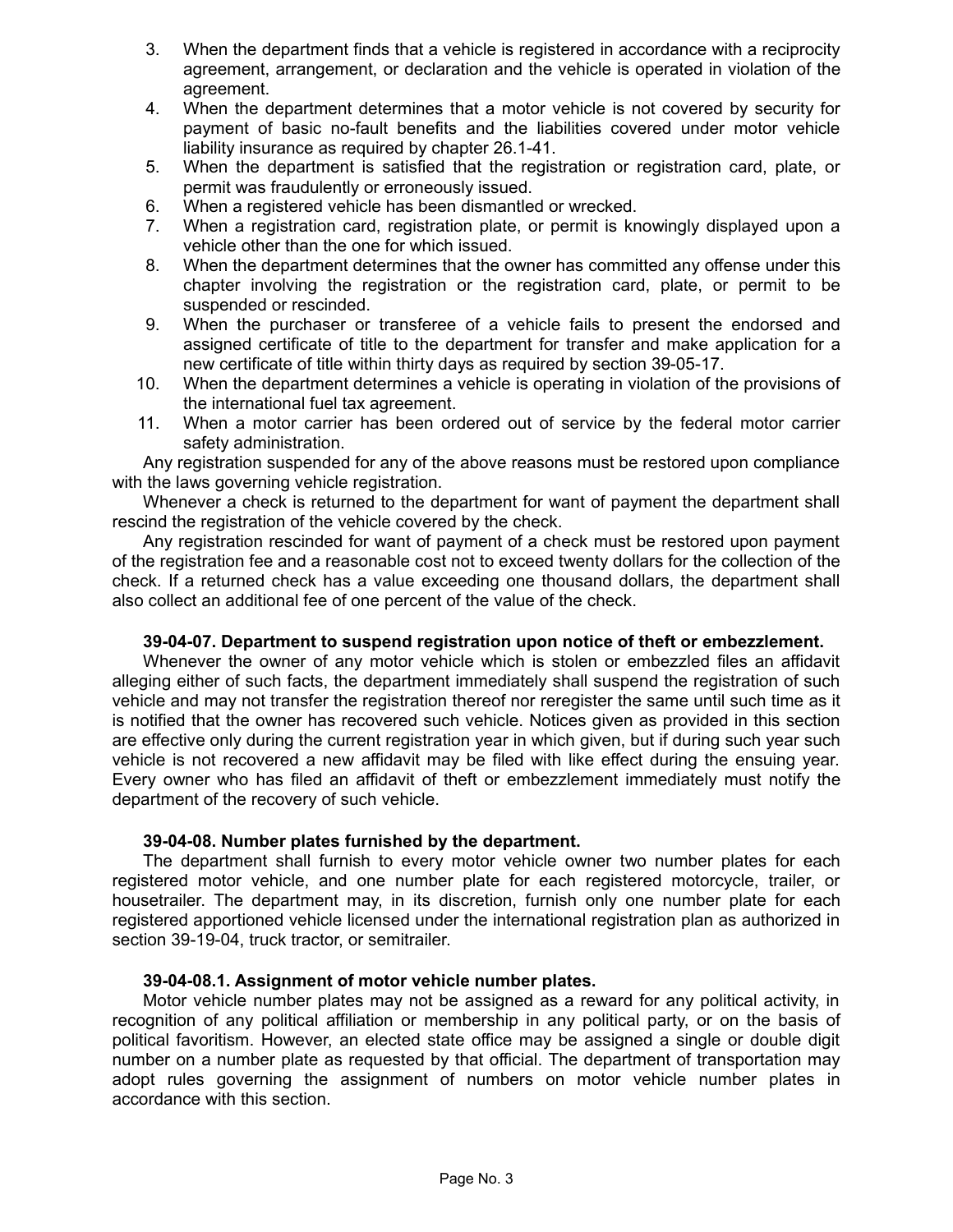3. When the department finds that a vehicle is registered in accordance with a reciprocity agreement, arrangement, or declaration and the vehicle is operated in violation of the agreement.
4. When the department determines that a motor vehicle is not covered by security for payment of basic no-fault benefits and the liabilities covered under motor vehicle liability insurance as required by chapter 26.1-41.
5. When the department is satisfied that the registration or registration card, plate, or permit was fraudulently or erroneously issued.
6. When a registered vehicle has been dismantled or wrecked.
7. When a registration card, registration plate, or permit is knowingly displayed upon a vehicle other than the one for which issued.
8. When the department determines that the owner has committed any offense under this chapter involving the registration or the registration card, plate, or permit to be suspended or rescinded.
9. When the purchaser or transferee of a vehicle fails to present the endorsed and assigned certificate of title to the department for transfer and make application for a new certificate of title within thirty days as required by section 39-05-17.
10. When the department determines a vehicle is operating in violation of the provisions of the international fuel tax agreement.
11. When a motor carrier has been ordered out of service by the federal motor carrier safety administration.

Any registration suspended for any of the above reasons must be restored upon compliance with the laws governing vehicle registration.

Whenever a check is returned to the department for want of payment the department shall rescind the registration of the vehicle covered by the check.

Any registration rescinded for want of payment of a check must be restored upon payment of the registration fee and a reasonable cost not to exceed twenty dollars for the collection of the check. If a returned check has a value exceeding one thousand dollars, the department shall also collect an additional fee of one percent of the value of the check.

**39-04-07. Department to suspend registration upon notice of theft or embezzlement.**

Whenever the owner of any motor vehicle which is stolen or embezzled files an affidavit alleging either of such facts, the department immediately shall suspend the registration of such vehicle and may not transfer the registration thereof nor reregister the same until such time as it is notified that the owner has recovered such vehicle. Notices given as provided in this section are effective only during the current registration year in which given, but if during such year such vehicle is not recovered a new affidavit may be filed with like effect during the ensuing year. Every owner who has filed an affidavit of theft or embezzlement immediately must notify the department of the recovery of such vehicle.

**39-04-08. Number plates furnished by the department.**

The department shall furnish to every motor vehicle owner two number plates for each registered motor vehicle, and one number plate for each registered motorcycle, trailer, or housetrailer. The department may, in its discretion, furnish only one number plate for each registered apportioned vehicle licensed under the international registration plan as authorized in section 39-19-04, truck tractor, or semitrailer.

**39-04-08.1. Assignment of motor vehicle number plates.**

Motor vehicle number plates may not be assigned as a reward for any political activity, in recognition of any political affiliation or membership in any political party, or on the basis of political favoritism. However, an elected state office may be assigned a single or double digit number on a number plate as requested by that official. The department of transportation may adopt rules governing the assignment of numbers on motor vehicle number plates in accordance with this section.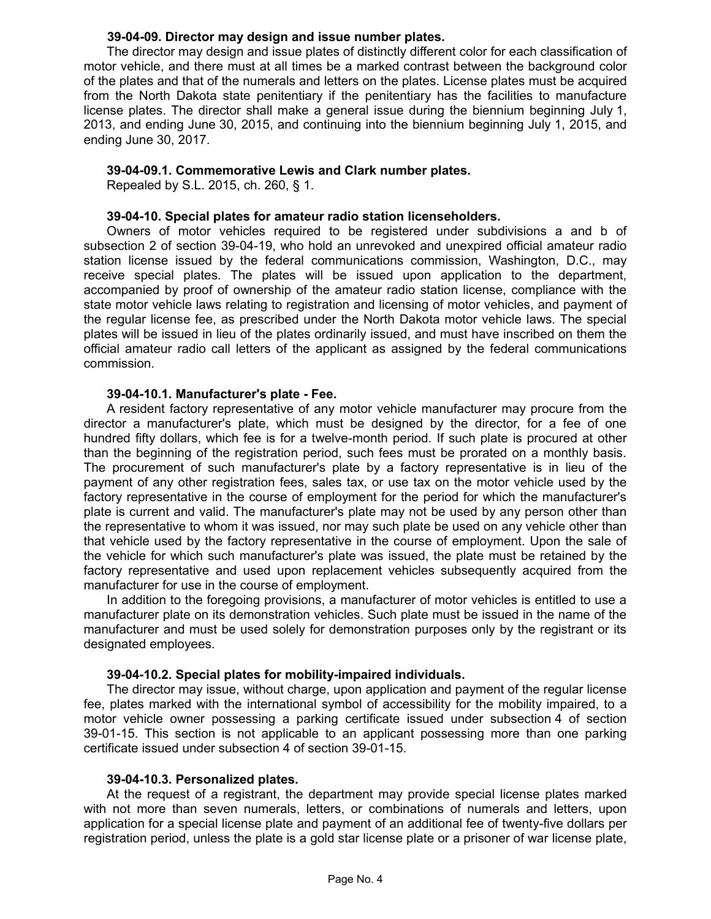**39-04-09. Director may design and issue number plates.**

The director may design and issue plates of distinctly different color for each classification of motor vehicle, and there must at all times be a marked contrast between the background color of the plates and that of the numerals and letters on the plates. License plates must be acquired from the North Dakota state penitentiary if the penitentiary has the facilities to manufacture license plates. The director shall make a general issue during the biennium beginning July 1, 2013, and ending June 30, 2015, and continuing into the biennium beginning July 1, 2015, and ending June 30, 2017.

**39-04-09.1. Commemorative Lewis and Clark number plates.**

Repealed by S.L. 2015, ch. 260, § 1.

**39-04-10. Special plates for amateur radio station licenseholders.**

Owners of motor vehicles required to be registered under subdivisions a and b of subsection 2 of section 39-04-19, who hold an unrevoked and unexpired official amateur radio station license issued by the federal communications commission, Washington, D.C., may receive special plates. The plates will be issued upon application to the department, accompanied by proof of ownership of the amateur radio station license, compliance with the state motor vehicle laws relating to registration and licensing of motor vehicles, and payment of the regular license fee, as prescribed under the North Dakota motor vehicle laws. The special plates will be issued in lieu of the plates ordinarily issued, and must have inscribed on them the official amateur radio call letters of the applicant as assigned by the federal communications commission.

**39-04-10.1. Manufacturer's plate - Fee.**

A resident factory representative of any motor vehicle manufacturer may procure from the director a manufacturer's plate, which must be designed by the director, for a fee of one hundred fifty dollars, which fee is for a twelve-month period. If such plate is procured at other than the beginning of the registration period, such fees must be prorated on a monthly basis. The procurement of such manufacturer's plate by a factory representative is in lieu of the payment of any other registration fees, sales tax, or use tax on the motor vehicle used by the factory representative in the course of employment for the period for which the manufacturer's plate is current and valid. The manufacturer's plate may not be used by any person other than the representative to whom it was issued, nor may such plate be used on any vehicle other than that vehicle used by the factory representative in the course of employment. Upon the sale of the vehicle for which such manufacturer's plate was issued, the plate must be retained by the factory representative and used upon replacement vehicles subsequently acquired from the manufacturer for use in the course of employment.

In addition to the foregoing provisions, a manufacturer of motor vehicles is entitled to use a manufacturer plate on its demonstration vehicles. Such plate must be issued in the name of the manufacturer and must be used solely for demonstration purposes only by the registrant or its designated employees.

**39-04-10.2. Special plates for mobility-impaired individuals.**

The director may issue, without charge, upon application and payment of the regular license fee, plates marked with the international symbol of accessibility for the mobility impaired, to a motor vehicle owner possessing a parking certificate issued under subsection 4 of section 39-01-15. This section is not applicable to an applicant possessing more than one parking certificate issued under subsection 4 of section 39-01-15.

**39-04-10.3. Personalized plates.**

At the request of a registrant, the department may provide special license plates marked with not more than seven numerals, letters, or combinations of numerals and letters, upon application for a special license plate and payment of an additional fee of twenty-five dollars per registration period, unless the plate is a gold star license plate or a prisoner of war license plate,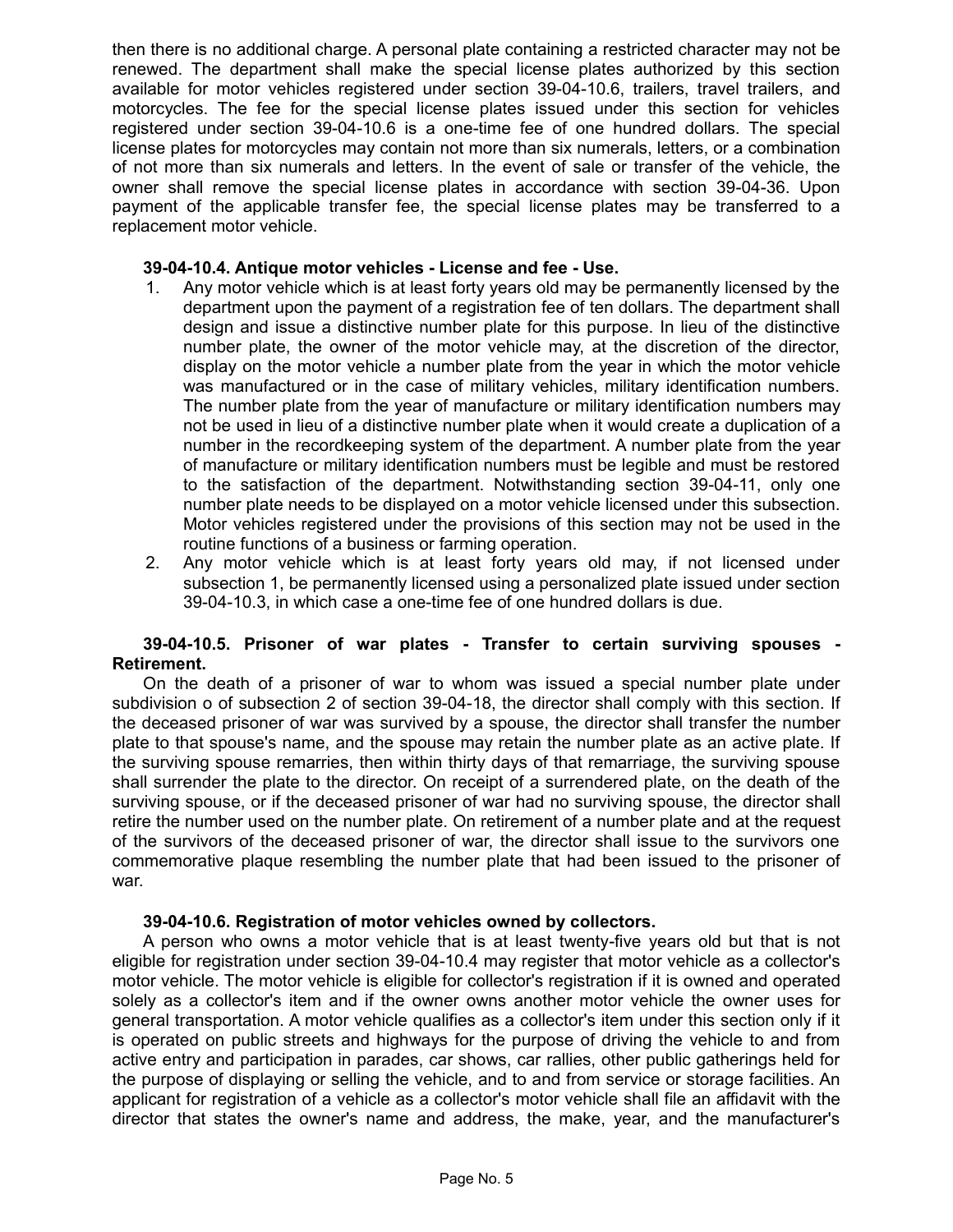then there is no additional charge. A personal plate containing a restricted character may not be renewed. The department shall make the special license plates authorized by this section available for motor vehicles registered under section 39-04-10.6, trailers, travel trailers, and motorcycles. The fee for the special license plates issued under this section for vehicles registered under section 39-04-10.6 is a one-time fee of one hundred dollars. The special license plates for motorcycles may contain not more than six numerals, letters, or a combination of not more than six numerals and letters. In the event of sale or transfer of the vehicle, the owner shall remove the special license plates in accordance with section 39-04-36. Upon payment of the applicable transfer fee, the special license plates may be transferred to a replacement motor vehicle.

**39-04-10.4. Antique motor vehicles - License and fee - Use.**

1. Any motor vehicle which is at least forty years old may be permanently licensed by the department upon the payment of a registration fee of ten dollars. The department shall design and issue a distinctive number plate for this purpose. In lieu of the distinctive number plate, the owner of the motor vehicle may, at the discretion of the director, display on the motor vehicle a number plate from the year in which the motor vehicle was manufactured or in the case of military vehicles, military identification numbers. The number plate from the year of manufacture or military identification numbers may not be used in lieu of a distinctive number plate when it would create a duplication of a number in the recordkeeping system of the department. A number plate from the year of manufacture or military identification numbers must be legible and must be restored to the satisfaction of the department. Notwithstanding section 39-04-11, only one number plate needs to be displayed on a motor vehicle licensed under this subsection. Motor vehicles registered under the provisions of this section may not be used in the routine functions of a business or farming operation.
2. Any motor vehicle which is at least forty years old may, if not licensed under subsection 1, be permanently licensed using a personalized plate issued under section 39-04-10.3, in which case a one-time fee of one hundred dollars is due.

**39-04-10.5. Prisoner of war plates - Transfer to certain surviving spouses - Retirement.**

On the death of a prisoner of war to whom was issued a special number plate under subdivision o of subsection 2 of section 39-04-18, the director shall comply with this section. If the deceased prisoner of war was survived by a spouse, the director shall transfer the number plate to that spouse's name, and the spouse may retain the number plate as an active plate. If the surviving spouse remarries, then within thirty days of that remarriage, the surviving spouse shall surrender the plate to the director. On receipt of a surrendered plate, on the death of the surviving spouse, or if the deceased prisoner of war had no surviving spouse, the director shall retire the number used on the number plate. On retirement of a number plate and at the request of the survivors of the deceased prisoner of war, the director shall issue to the survivors one commemorative plaque resembling the number plate that had been issued to the prisoner of war.

**39-04-10.6. Registration of motor vehicles owned by collectors.**

A person who owns a motor vehicle that is at least twenty-five years old but that is not eligible for registration under section 39-04-10.4 may register that motor vehicle as a collector's motor vehicle. The motor vehicle is eligible for collector's registration if it is owned and operated solely as a collector's item and if the owner owns another motor vehicle the owner uses for general transportation. A motor vehicle qualifies as a collector's item under this section only if it is operated on public streets and highways for the purpose of driving the vehicle to and from active entry and participation in parades, car shows, car rallies, other public gatherings held for the purpose of displaying or selling the vehicle, and to and from service or storage facilities. An applicant for registration of a vehicle as a collector's motor vehicle shall file an affidavit with the director that states the owner's name and address, the make, year, and the manufacturer's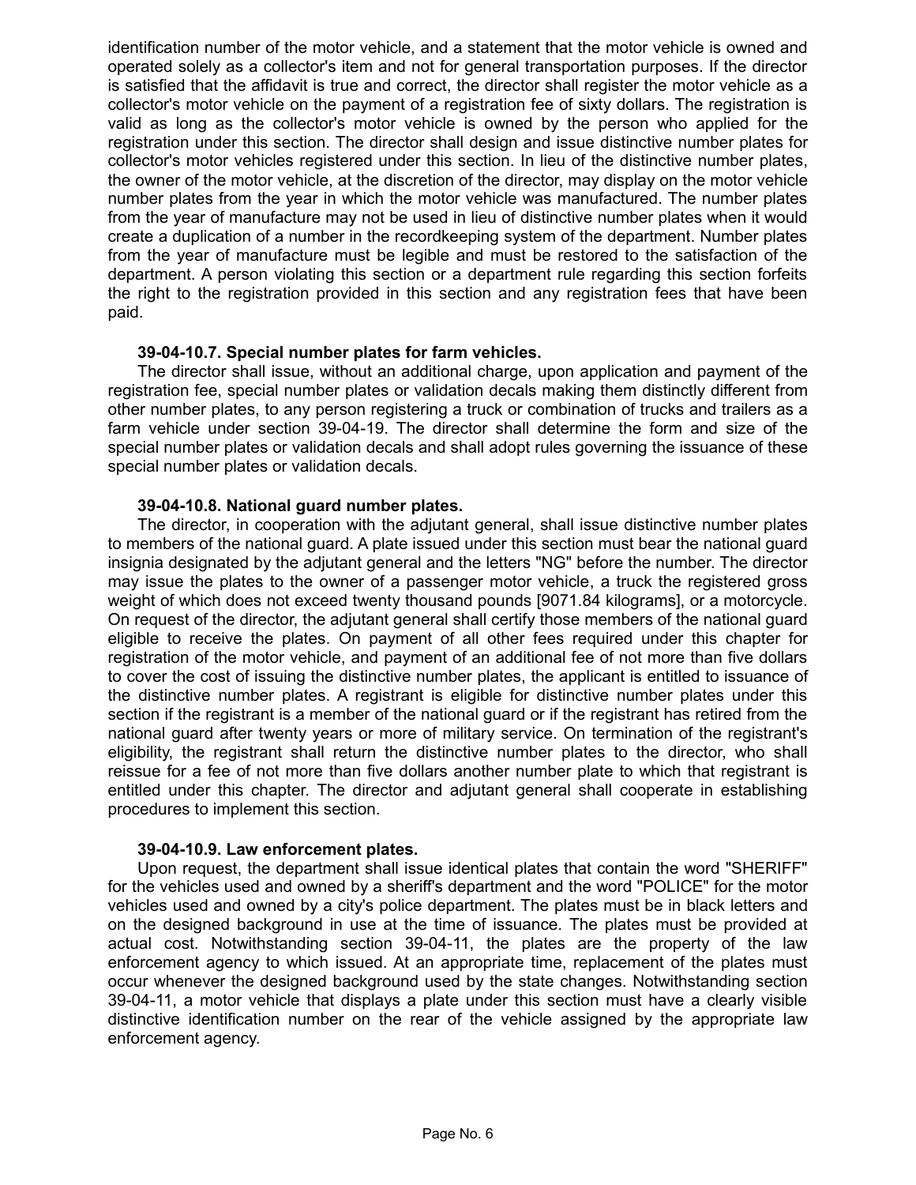identification number of the motor vehicle, and a statement that the motor vehicle is owned and operated solely as a collector's item and not for general transportation purposes. If the director is satisfied that the affidavit is true and correct, the director shall register the motor vehicle as a collector's motor vehicle on the payment of a registration fee of sixty dollars. The registration is valid as long as the collector's motor vehicle is owned by the person who applied for the registration under this section. The director shall design and issue distinctive number plates for collector's motor vehicles registered under this section. In lieu of the distinctive number plates, the owner of the motor vehicle, at the discretion of the director, may display on the motor vehicle number plates from the year in which the motor vehicle was manufactured. The number plates from the year of manufacture may not be used in lieu of distinctive number plates when it would create a duplication of a number in the recordkeeping system of the department. Number plates from the year of manufacture must be legible and must be restored to the satisfaction of the department. A person violating this section or a department rule regarding this section forfeits the right to the registration provided in this section and any registration fees that have been paid.

**39-04-10.7. Special number plates for farm vehicles.**

The director shall issue, without an additional charge, upon application and payment of the registration fee, special number plates or validation decals making them distinctly different from other number plates, to any person registering a truck or combination of trucks and trailers as a farm vehicle under section 39-04-19. The director shall determine the form and size of the special number plates or validation decals and shall adopt rules governing the issuance of these special number plates or validation decals.

**39-04-10.8. National guard number plates.**

The director, in cooperation with the adjutant general, shall issue distinctive number plates to members of the national guard. A plate issued under this section must bear the national guard insignia designated by the adjutant general and the letters "NG" before the number. The director may issue the plates to the owner of a passenger motor vehicle, a truck the registered gross weight of which does not exceed twenty thousand pounds [9071.84 kilograms], or a motorcycle. On request of the director, the adjutant general shall certify those members of the national guard eligible to receive the plates. On payment of all other fees required under this chapter for registration of the motor vehicle, and payment of an additional fee of not more than five dollars to cover the cost of issuing the distinctive number plates, the applicant is entitled to issuance of the distinctive number plates. A registrant is eligible for distinctive number plates under this section if the registrant is a member of the national guard or if the registrant has retired from the national guard after twenty years or more of military service. On termination of the registrant's eligibility, the registrant shall return the distinctive number plates to the director, who shall reissue for a fee of not more than five dollars another number plate to which that registrant is entitled under this chapter. The director and adjutant general shall cooperate in establishing procedures to implement this section.

**39-04-10.9. Law enforcement plates.**

Upon request, the department shall issue identical plates that contain the word "SHERIFF" for the vehicles used and owned by a sheriff's department and the word "POLICE" for the motor vehicles used and owned by a city's police department. The plates must be in black letters and on the designed background in use at the time of issuance. The plates must be provided at actual cost. Notwithstanding section 39-04-11, the plates are the property of the law enforcement agency to which issued. At an appropriate time, replacement of the plates must occur whenever the designed background used by the state changes. Notwithstanding section 39-04-11, a motor vehicle that displays a plate under this section must have a clearly visible distinctive identification number on the rear of the vehicle assigned by the appropriate law enforcement agency.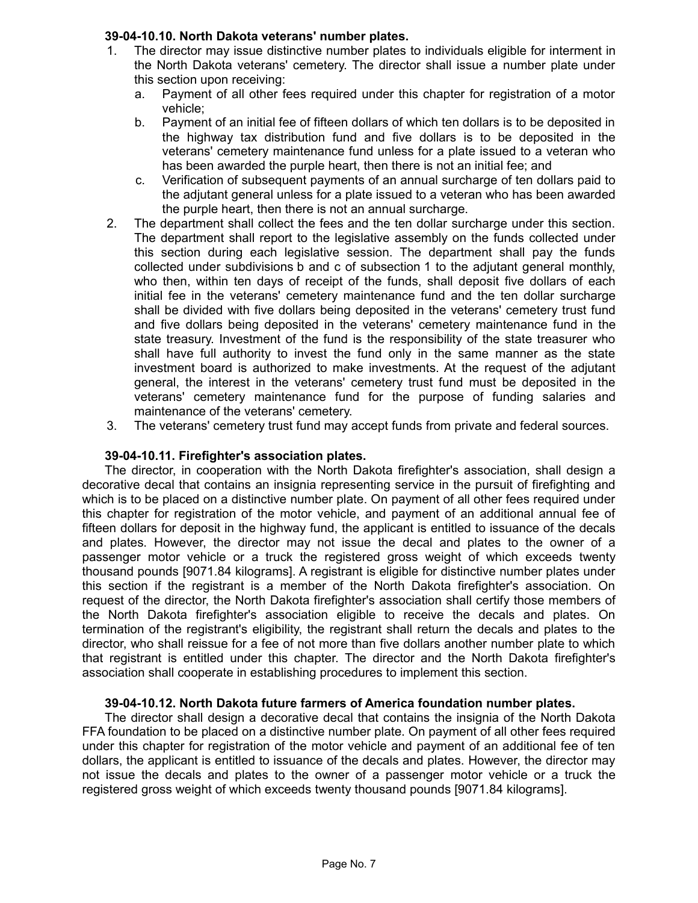**39-04-10.10. North Dakota veterans' number plates.**

1. The director may issue distinctive number plates to individuals eligible for interment in the North Dakota veterans' cemetery. The director shall issue a number plate under this section upon receiving:
   a. Payment of all other fees required under this chapter for registration of a motor vehicle;
   b. Payment of an initial fee of fifteen dollars of which ten dollars is to be deposited in the highway tax distribution fund and five dollars is to be deposited in the veterans' cemetery maintenance fund unless for a plate issued to a veteran who has been awarded the purple heart, then there is not an initial fee; and
   c. Verification of subsequent payments of an annual surcharge of ten dollars paid to the adjutant general unless for a plate issued to a veteran who has been awarded the purple heart, then there is not an annual surcharge.
2. The department shall collect the fees and the ten dollar surcharge under this section. The department shall report to the legislative assembly on the funds collected under this section during each legislative session. The department shall pay the funds collected under subdivisions b and c of subsection 1 to the adjutant general monthly, who then, within ten days of receipt of the funds, shall deposit five dollars of each initial fee in the veterans' cemetery maintenance fund and the ten dollar surcharge shall be divided with five dollars being deposited in the veterans' cemetery trust fund and five dollars being deposited in the veterans' cemetery maintenance fund in the state treasury. Investment of the fund is the responsibility of the state treasurer who shall have full authority to invest the fund only in the same manner as the state investment board is authorized to make investments. At the request of the adjutant general, the interest in the veterans' cemetery trust fund must be deposited in the veterans' cemetery maintenance fund for the purpose of funding salaries and maintenance of the veterans' cemetery.
3. The veterans' cemetery trust fund may accept funds from private and federal sources.

**39-04-10.11. Firefighter's association plates.**

The director, in cooperation with the North Dakota firefighter's association, shall design a decorative decal that contains an insignia representing service in the pursuit of firefighting and which is to be placed on a distinctive number plate. On payment of all other fees required under this chapter for registration of the motor vehicle, and payment of an additional annual fee of fifteen dollars for deposit in the highway fund, the applicant is entitled to issuance of the decals and plates. However, the director may not issue the decal and plates to the owner of a passenger motor vehicle or a truck the registered gross weight of which exceeds twenty thousand pounds [9071.84 kilograms]. A registrant is eligible for distinctive number plates under this section if the registrant is a member of the North Dakota firefighter's association. On request of the director, the North Dakota firefighter's association shall certify those members of the North Dakota firefighter's association eligible to receive the decals and plates. On termination of the registrant's eligibility, the registrant shall return the decals and plates to the director, who shall reissue for a fee of not more than five dollars another number plate to which that registrant is entitled under this chapter. The director and the North Dakota firefighter's association shall cooperate in establishing procedures to implement this section.

**39-04-10.12. North Dakota future farmers of America foundation number plates.**

The director shall design a decorative decal that contains the insignia of the North Dakota FFA foundation to be placed on a distinctive number plate. On payment of all other fees required under this chapter for registration of the motor vehicle and payment of an additional fee of ten dollars, the applicant is entitled to issuance of the decals and plates. However, the director may not issue the decals and plates to the owner of a passenger motor vehicle or a truck the registered gross weight of which exceeds twenty thousand pounds [9071.84 kilograms].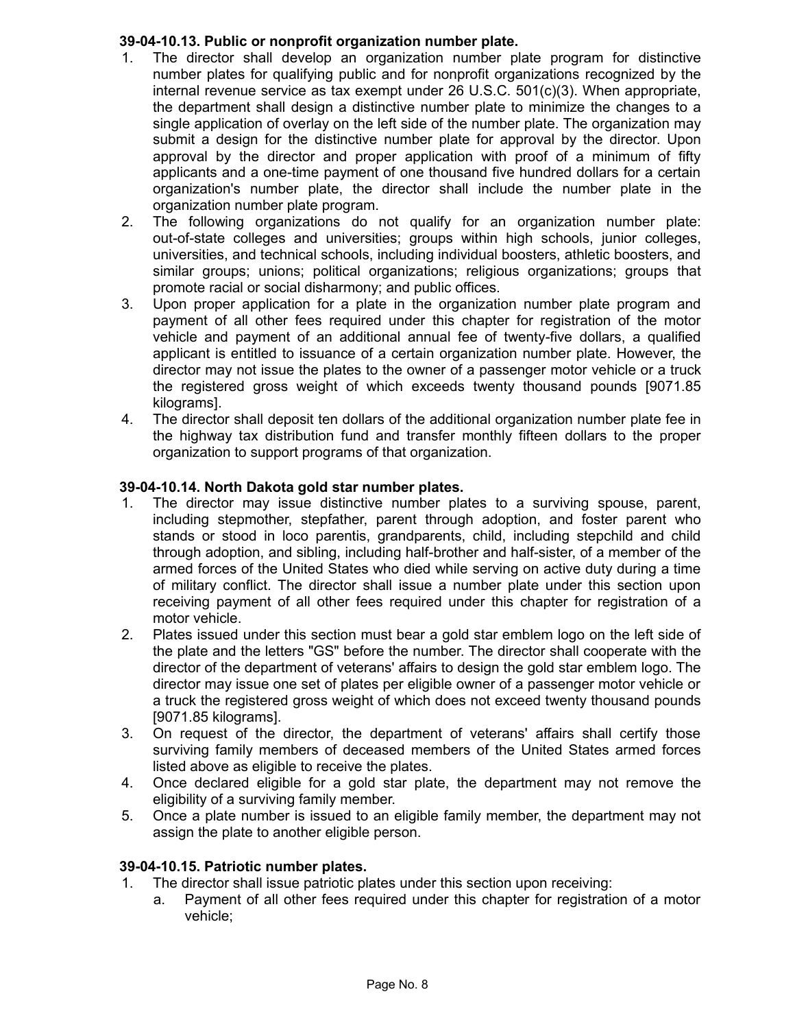**39-04-10.13. Public or nonprofit organization number plate.**

1. The director shall develop an organization number plate program for distinctive number plates for qualifying public and for nonprofit organizations recognized by the internal revenue service as tax exempt under 26 U.S.C. 501(c)(3). When appropriate, the department shall design a distinctive number plate to minimize the changes to a single application of overlay on the left side of the number plate. The organization may submit a design for the distinctive number plate for approval by the director. Upon approval by the director and proper application with proof of a minimum of fifty applicants and a one-time payment of one thousand five hundred dollars for a certain organization's number plate, the director shall include the number plate in the organization number plate program.
2. The following organizations do not qualify for an organization number plate: out-of-state colleges and universities; groups within high schools, junior colleges, universities, and technical schools, including individual boosters, athletic boosters, and similar groups; unions; political organizations; religious organizations; groups that promote racial or social disharmony; and public offices.
3. Upon proper application for a plate in the organization number plate program and payment of all other fees required under this chapter for registration of the motor vehicle and payment of an additional annual fee of twenty-five dollars, a qualified applicant is entitled to issuance of a certain organization number plate. However, the director may not issue the plates to the owner of a passenger motor vehicle or a truck the registered gross weight of which exceeds twenty thousand pounds [9071.85 kilograms].
4. The director shall deposit ten dollars of the additional organization number plate fee in the highway tax distribution fund and transfer monthly fifteen dollars to the proper organization to support programs of that organization.

**39-04-10.14. North Dakota gold star number plates.**

1. The director may issue distinctive number plates to a surviving spouse, parent, including stepmother, stepfather, parent through adoption, and foster parent who stands or stood in loco parentis, grandparents, child, including stepchild and child through adoption, and sibling, including half-brother and half-sister, of a member of the armed forces of the United States who died while serving on active duty during a time of military conflict. The director shall issue a number plate under this section upon receiving payment of all other fees required under this chapter for registration of a motor vehicle.
2. Plates issued under this section must bear a gold star emblem logo on the left side of the plate and the letters "GS" before the number. The director shall cooperate with the director of the department of veterans' affairs to design the gold star emblem logo. The director may issue one set of plates per eligible owner of a passenger motor vehicle or a truck the registered gross weight of which does not exceed twenty thousand pounds [9071.85 kilograms].
3. On request of the director, the department of veterans' affairs shall certify those surviving family members of deceased members of the United States armed forces listed above as eligible to receive the plates.
4. Once declared eligible for a gold star plate, the department may not remove the eligibility of a surviving family member.
5. Once a plate number is issued to an eligible family member, the department may not assign the plate to another eligible person.

**39-04-10.15. Patriotic number plates.**

1. The director shall issue patriotic plates under this section upon receiving:
   a. Payment of all other fees required under this chapter for registration of a motor vehicle;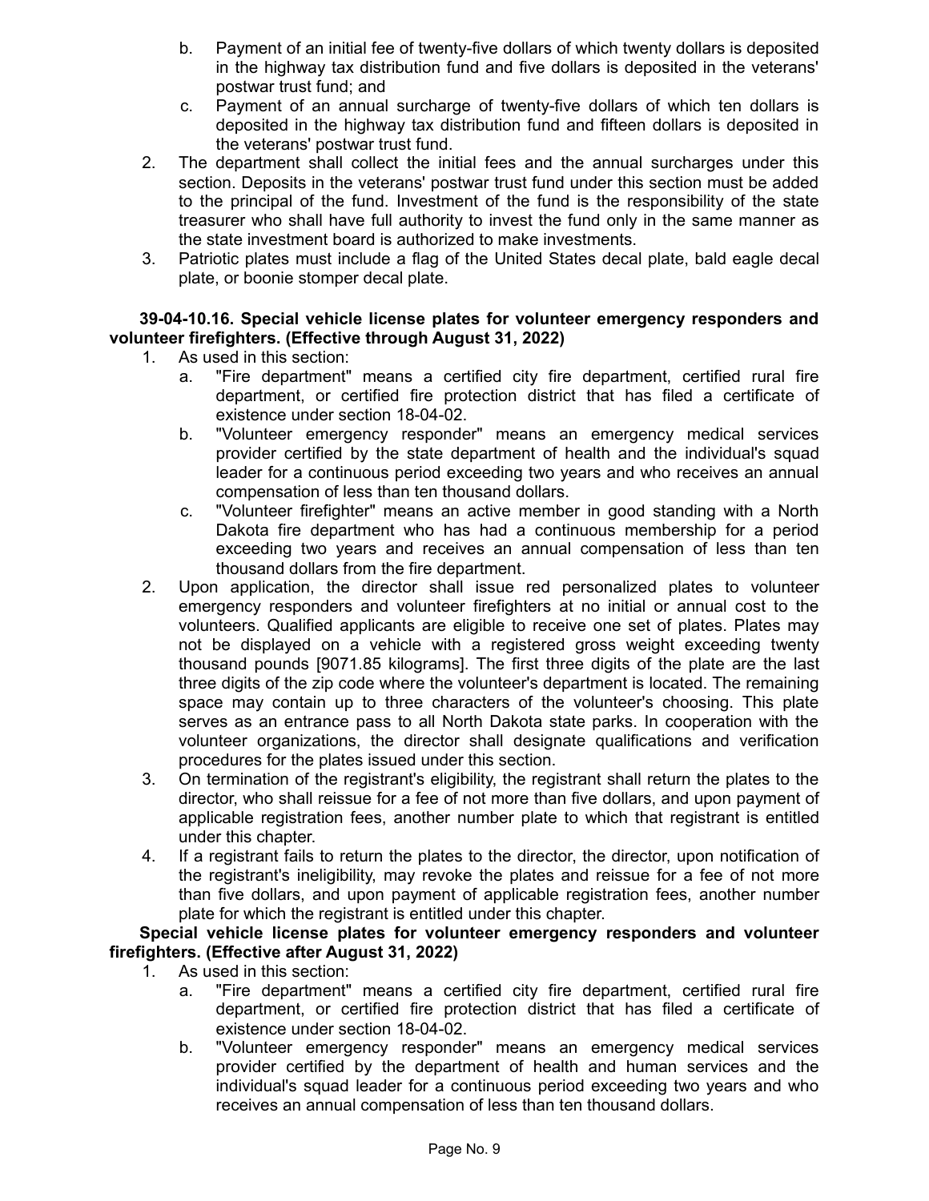b. Payment of an initial fee of twenty-five dollars of which twenty dollars is deposited in the highway tax distribution fund and five dollars is deposited in the veterans' postwar trust fund; and

c. Payment of an annual surcharge of twenty-five dollars of which ten dollars is deposited in the highway tax distribution fund and fifteen dollars is deposited in the veterans' postwar trust fund.

2. The department shall collect the initial fees and the annual surcharges under this section. Deposits in the veterans' postwar trust fund under this section must be added to the principal of the fund. Investment of the fund is the responsibility of the state treasurer who shall have full authority to invest the fund only in the same manner as the state investment board is authorized to make investments.

3. Patriotic plates must include a flag of the United States decal plate, bald eagle decal plate, or boonie stomper decal plate.

**39-04-10.16. Special vehicle license plates for volunteer emergency responders and volunteer firefighters. (Effective through August 31, 2022)**

1. As used in this section:
   a. "Fire department" means a certified city fire department, certified rural fire department, or certified fire protection district that has filed a certificate of existence under section 18-04-02.
   b. "Volunteer emergency responder" means an emergency medical services provider certified by the state department of health and the individual's squad leader for a continuous period exceeding two years and who receives an annual compensation of less than ten thousand dollars.
   c. "Volunteer firefighter" means an active member in good standing with a North Dakota fire department who has had a continuous membership for a period exceeding two years and receives an annual compensation of less than ten thousand dollars from the fire department.

2. Upon application, the director shall issue red personalized plates to volunteer emergency responders and volunteer firefighters at no initial or annual cost to the volunteers. Qualified applicants are eligible to receive one set of plates. Plates may not be displayed on a vehicle with a registered gross weight exceeding twenty thousand pounds [9071.85 kilograms]. The first three digits of the plate are the last three digits of the zip code where the volunteer's department is located. The remaining space may contain up to three characters of the volunteer's choosing. This plate serves as an entrance pass to all North Dakota state parks. In cooperation with the volunteer organizations, the director shall designate qualifications and verification procedures for the plates issued under this section.

3. On termination of the registrant's eligibility, the registrant shall return the plates to the director, who shall reissue for a fee of not more than five dollars, and upon payment of applicable registration fees, another number plate to which that registrant is entitled under this chapter.

4. If a registrant fails to return the plates to the director, the director, upon notification of the registrant's ineligibility, may revoke the plates and reissue for a fee of not more than five dollars, and upon payment of applicable registration fees, another number plate for which the registrant is entitled under this chapter.

**Special vehicle license plates for volunteer emergency responders and volunteer firefighters. (Effective after August 31, 2022)**

1. As used in this section:
   a. "Fire department" means a certified city fire department, certified rural fire department, or certified fire protection district that has filed a certificate of existence under section 18-04-02.
   b. "Volunteer emergency responder" means an emergency medical services provider certified by the department of health and human services and the individual's squad leader for a continuous period exceeding two years and who receives an annual compensation of less than ten thousand dollars.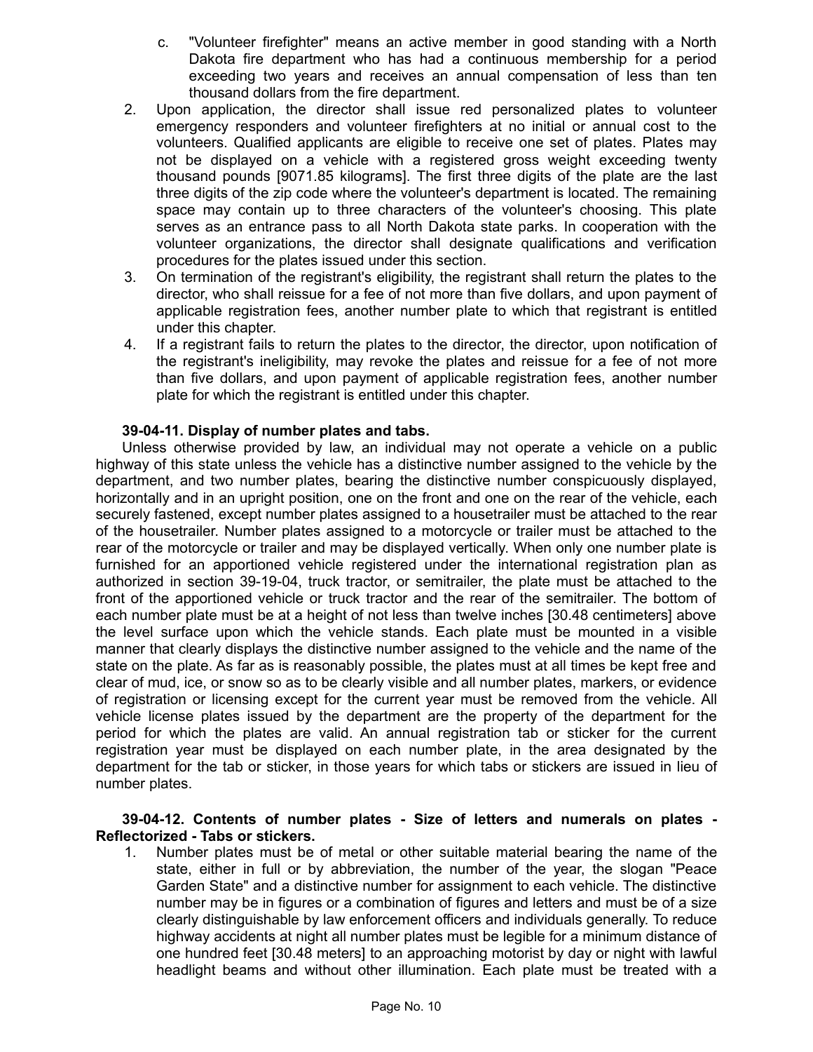c. "Volunteer firefighter" means an active member in good standing with a North Dakota fire department who has had a continuous membership for a period exceeding two years and receives an annual compensation of less than ten thousand dollars from the fire department.

2. Upon application, the director shall issue red personalized plates to volunteer emergency responders and volunteer firefighters at no initial or annual cost to the volunteers. Qualified applicants are eligible to receive one set of plates. Plates may not be displayed on a vehicle with a registered gross weight exceeding twenty thousand pounds [9071.85 kilograms]. The first three digits of the plate are the last three digits of the zip code where the volunteer's department is located. The remaining space may contain up to three characters of the volunteer's choosing. This plate serves as an entrance pass to all North Dakota state parks. In cooperation with the volunteer organizations, the director shall designate qualifications and verification procedures for the plates issued under this section.
3. On termination of the registrant's eligibility, the registrant shall return the plates to the director, who shall reissue for a fee of not more than five dollars, and upon payment of applicable registration fees, another number plate to which that registrant is entitled under this chapter.
4. If a registrant fails to return the plates to the director, the director, upon notification of the registrant's ineligibility, may revoke the plates and reissue for a fee of not more than five dollars, and upon payment of applicable registration fees, another number plate for which the registrant is entitled under this chapter.

**39-04-11. Display of number plates and tabs.**

Unless otherwise provided by law, an individual may not operate a vehicle on a public highway of this state unless the vehicle has a distinctive number assigned to the vehicle by the department, and two number plates, bearing the distinctive number conspicuously displayed, horizontally and in an upright position, one on the front and one on the rear of the vehicle, each securely fastened, except number plates assigned to a housetrailer must be attached to the rear of the housetrailer. Number plates assigned to a motorcycle or trailer must be attached to the rear of the motorcycle or trailer and may be displayed vertically. When only one number plate is furnished for an apportioned vehicle registered under the international registration plan as authorized in section 39-19-04, truck tractor, or semitrailer, the plate must be attached to the front of the apportioned vehicle or truck tractor and the rear of the semitrailer. The bottom of each number plate must be at a height of not less than twelve inches [30.48 centimeters] above the level surface upon which the vehicle stands. Each plate must be mounted in a visible manner that clearly displays the distinctive number assigned to the vehicle and the name of the state on the plate. As far as is reasonably possible, the plates must at all times be kept free and clear of mud, ice, or snow so as to be clearly visible and all number plates, markers, or evidence of registration or licensing except for the current year must be removed from the vehicle. All vehicle license plates issued by the department are the property of the department for the period for which the plates are valid. An annual registration tab or sticker for the current registration year must be displayed on each number plate, in the area designated by the department for the tab or sticker, in those years for which tabs or stickers are issued in lieu of number plates.

**39-04-12. Contents of number plates - Size of letters and numerals on plates - Reflectorized - Tabs or stickers.**

1. Number plates must be of metal or other suitable material bearing the name of the state, either in full or by abbreviation, the number of the year, the slogan "Peace Garden State" and a distinctive number for assignment to each vehicle. The distinctive number may be in figures or a combination of figures and letters and must be of a size clearly distinguishable by law enforcement officers and individuals generally. To reduce highway accidents at night all number plates must be legible for a minimum distance of one hundred feet [30.48 meters] to an approaching motorist by day or night with lawful headlight beams and without other illumination. Each plate must be treated with a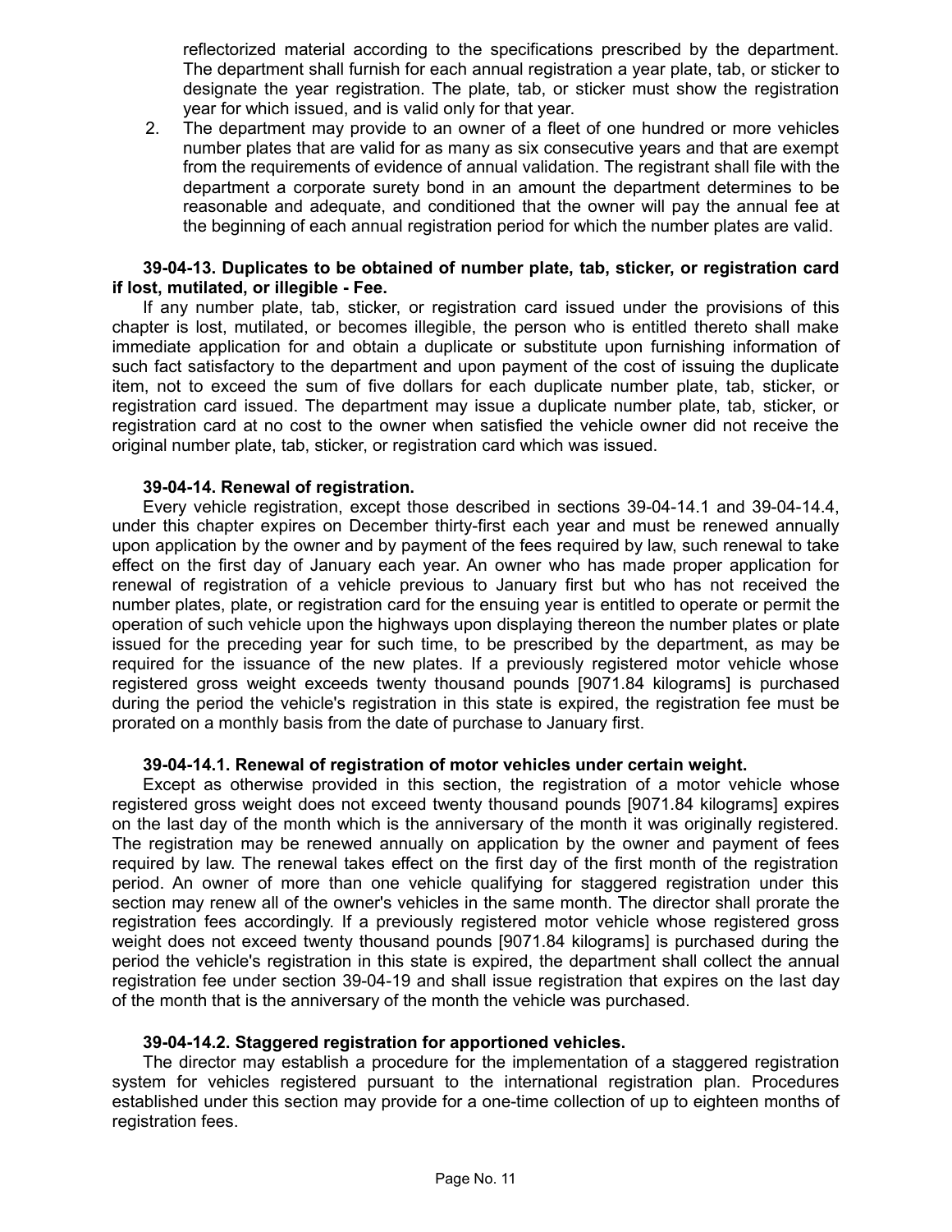reflectorized material according to the specifications prescribed by the department. The department shall furnish for each annual registration a year plate, tab, or sticker to designate the year registration. The plate, tab, or sticker must show the registration year for which issued, and is valid only for that year.

2. The department may provide to an owner of a fleet of one hundred or more vehicles number plates that are valid for as many as six consecutive years and that are exempt from the requirements of evidence of annual validation. The registrant shall file with the department a corporate surety bond in an amount the department determines to be reasonable and adequate, and conditioned that the owner will pay the annual fee at the beginning of each annual registration period for which the number plates are valid.

**39-04-13. Duplicates to be obtained of number plate, tab, sticker, or registration card if lost, mutilated, or illegible - Fee.**

If any number plate, tab, sticker, or registration card issued under the provisions of this chapter is lost, mutilated, or becomes illegible, the person who is entitled thereto shall make immediate application for and obtain a duplicate or substitute upon furnishing information of such fact satisfactory to the department and upon payment of the cost of issuing the duplicate item, not to exceed the sum of five dollars for each duplicate number plate, tab, sticker, or registration card issued. The department may issue a duplicate number plate, tab, sticker, or registration card at no cost to the owner when satisfied the vehicle owner did not receive the original number plate, tab, sticker, or registration card which was issued.

**39-04-14. Renewal of registration.**

Every vehicle registration, except those described in sections 39-04-14.1 and 39-04-14.4, under this chapter expires on December thirty-first each year and must be renewed annually upon application by the owner and by payment of the fees required by law, such renewal to take effect on the first day of January each year. An owner who has made proper application for renewal of registration of a vehicle previous to January first but who has not received the number plates, plate, or registration card for the ensuing year is entitled to operate or permit the operation of such vehicle upon the highways upon displaying thereon the number plates or plate issued for the preceding year for such time, to be prescribed by the department, as may be required for the issuance of the new plates. If a previously registered motor vehicle whose registered gross weight exceeds twenty thousand pounds [9071.84 kilograms] is purchased during the period the vehicle's registration in this state is expired, the registration fee must be prorated on a monthly basis from the date of purchase to January first.

**39-04-14.1. Renewal of registration of motor vehicles under certain weight.**

Except as otherwise provided in this section, the registration of a motor vehicle whose registered gross weight does not exceed twenty thousand pounds [9071.84 kilograms] expires on the last day of the month which is the anniversary of the month it was originally registered. The registration may be renewed annually on application by the owner and payment of fees required by law. The renewal takes effect on the first day of the first month of the registration period. An owner of more than one vehicle qualifying for staggered registration under this section may renew all of the owner's vehicles in the same month. The director shall prorate the registration fees accordingly. If a previously registered motor vehicle whose registered gross weight does not exceed twenty thousand pounds [9071.84 kilograms] is purchased during the period the vehicle's registration in this state is expired, the department shall collect the annual registration fee under section 39-04-19 and shall issue registration that expires on the last day of the month that is the anniversary of the month the vehicle was purchased.

**39-04-14.2. Staggered registration for apportioned vehicles.**

The director may establish a procedure for the implementation of a staggered registration system for vehicles registered pursuant to the international registration plan. Procedures established under this section may provide for a one-time collection of up to eighteen months of registration fees.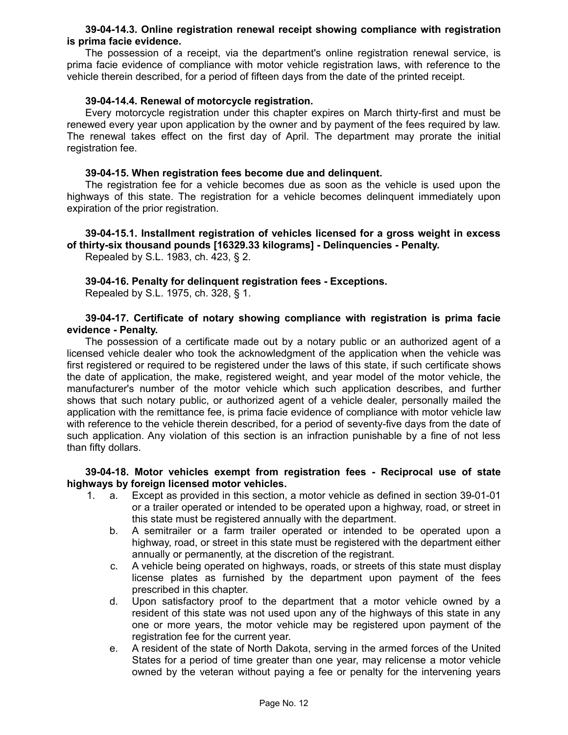**39-04-14.3. Online registration renewal receipt showing compliance with registration is prima facie evidence.**

The possession of a receipt, via the department's online registration renewal service, is prima facie evidence of compliance with motor vehicle registration laws, with reference to the vehicle therein described, for a period of fifteen days from the date of the printed receipt.

**39-04-14.4. Renewal of motorcycle registration.**

Every motorcycle registration under this chapter expires on March thirty-first and must be renewed every year upon application by the owner and by payment of the fees required by law. The renewal takes effect on the first day of April. The department may prorate the initial registration fee.

**39-04-15. When registration fees become due and delinquent.**

The registration fee for a vehicle becomes due as soon as the vehicle is used upon the highways of this state. The registration for a vehicle becomes delinquent immediately upon expiration of the prior registration.

**39-04-15.1. Installment registration of vehicles licensed for a gross weight in excess of thirty-six thousand pounds [16329.33 kilograms] - Delinquencies - Penalty.**

Repealed by S.L. 1983, ch. 423, § 2.

**39-04-16. Penalty for delinquent registration fees - Exceptions.**

Repealed by S.L. 1975, ch. 328, § 1.

**39-04-17. Certificate of notary showing compliance with registration is prima facie evidence - Penalty.**

The possession of a certificate made out by a notary public or an authorized agent of a licensed vehicle dealer who took the acknowledgment of the application when the vehicle was first registered or required to be registered under the laws of this state, if such certificate shows the date of application, the make, registered weight, and year model of the motor vehicle, the manufacturer's number of the motor vehicle which such application describes, and further shows that such notary public, or authorized agent of a vehicle dealer, personally mailed the application with the remittance fee, is prima facie evidence of compliance with motor vehicle law with reference to the vehicle therein described, for a period of seventy-five days from the date of such application. Any violation of this section is an infraction punishable by a fine of not less than fifty dollars.

**39-04-18. Motor vehicles exempt from registration fees - Reciprocal use of state highways by foreign licensed motor vehicles.**

1. a. Except as provided in this section, a motor vehicle as defined in section 39-01-01 or a trailer operated or intended to be operated upon a highway, road, or street in this state must be registered annually with the department.
   b. A semitrailer or a farm trailer operated or intended to be operated upon a highway, road, or street in this state must be registered with the department either annually or permanently, at the discretion of the registrant.
   c. A vehicle being operated on highways, roads, or streets of this state must display license plates as furnished by the department upon payment of the fees prescribed in this chapter.
   d. Upon satisfactory proof to the department that a motor vehicle owned by a resident of this state was not used upon any of the highways of this state in any one or more years, the motor vehicle may be registered upon payment of the registration fee for the current year.
   e. A resident of the state of North Dakota, serving in the armed forces of the United States for a period of time greater than one year, may relicense a motor vehicle owned by the veteran without paying a fee or penalty for the intervening years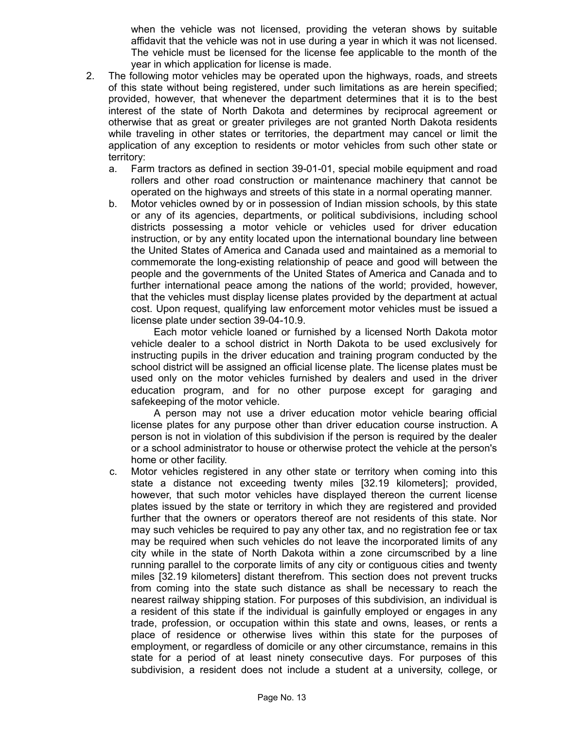when the vehicle was not licensed, providing the veteran shows by suitable affidavit that the vehicle was not in use during a year in which it was not licensed. The vehicle must be licensed for the license fee applicable to the month of the year in which application for license is made.

2. The following motor vehicles may be operated upon the highways, roads, and streets of this state without being registered, under such limitations as are herein specified; provided, however, that whenever the department determines that it is to the best interest of the state of North Dakota and determines by reciprocal agreement or otherwise that as great or greater privileges are not granted North Dakota residents while traveling in other states or territories, the department may cancel or limit the application of any exception to residents or motor vehicles from such other state or territory:

   a. Farm tractors as defined in section 39-01-01, special mobile equipment and road rollers and other road construction or maintenance machinery that cannot be operated on the highways and streets of this state in a normal operating manner.

   b. Motor vehicles owned by or in possession of Indian mission schools, by this state or any of its agencies, departments, or political subdivisions, including school districts possessing a motor vehicle or vehicles used for driver education instruction, or by any entity located upon the international boundary line between the United States of America and Canada used and maintained as a memorial to commemorate the long-existing relationship of peace and good will between the people and the governments of the United States of America and Canada and to further international peace among the nations of the world; provided, however, that the vehicles must display license plates provided by the department at actual cost. Upon request, qualifying law enforcement motor vehicles must be issued a license plate under section 39-04-10.9.

      Each motor vehicle loaned or furnished by a licensed North Dakota motor vehicle dealer to a school district in North Dakota to be used exclusively for instructing pupils in the driver education and training program conducted by the school district will be assigned an official license plate. The license plates must be used only on the motor vehicles furnished by dealers and used in the driver education program, and for no other purpose except for garaging and safekeeping of the motor vehicle.

      A person may not use a driver education motor vehicle bearing official license plates for any purpose other than driver education course instruction. A person is not in violation of this subdivision if the person is required by the dealer or a school administrator to house or otherwise protect the vehicle at the person's home or other facility.

   c. Motor vehicles registered in any other state or territory when coming into this state a distance not exceeding twenty miles [32.19 kilometers]; provided, however, that such motor vehicles have displayed thereon the current license plates issued by the state or territory in which they are registered and provided further that the owners or operators thereof are not residents of this state. Nor may such vehicles be required to pay any other tax, and no registration fee or tax may be required when such vehicles do not leave the incorporated limits of any city while in the state of North Dakota within a zone circumscribed by a line running parallel to the corporate limits of any city or contiguous cities and twenty miles [32.19 kilometers] distant therefrom. This section does not prevent trucks from coming into the state such distance as shall be necessary to reach the nearest railway shipping station. For purposes of this subdivision, an individual is a resident of this state if the individual is gainfully employed or engages in any trade, profession, or occupation within this state and owns, leases, or rents a place of residence or otherwise lives within this state for the purposes of employment, or regardless of domicile or any other circumstance, remains in this state for a period of at least ninety consecutive days. For purposes of this subdivision, a resident does not include a student at a university, college, or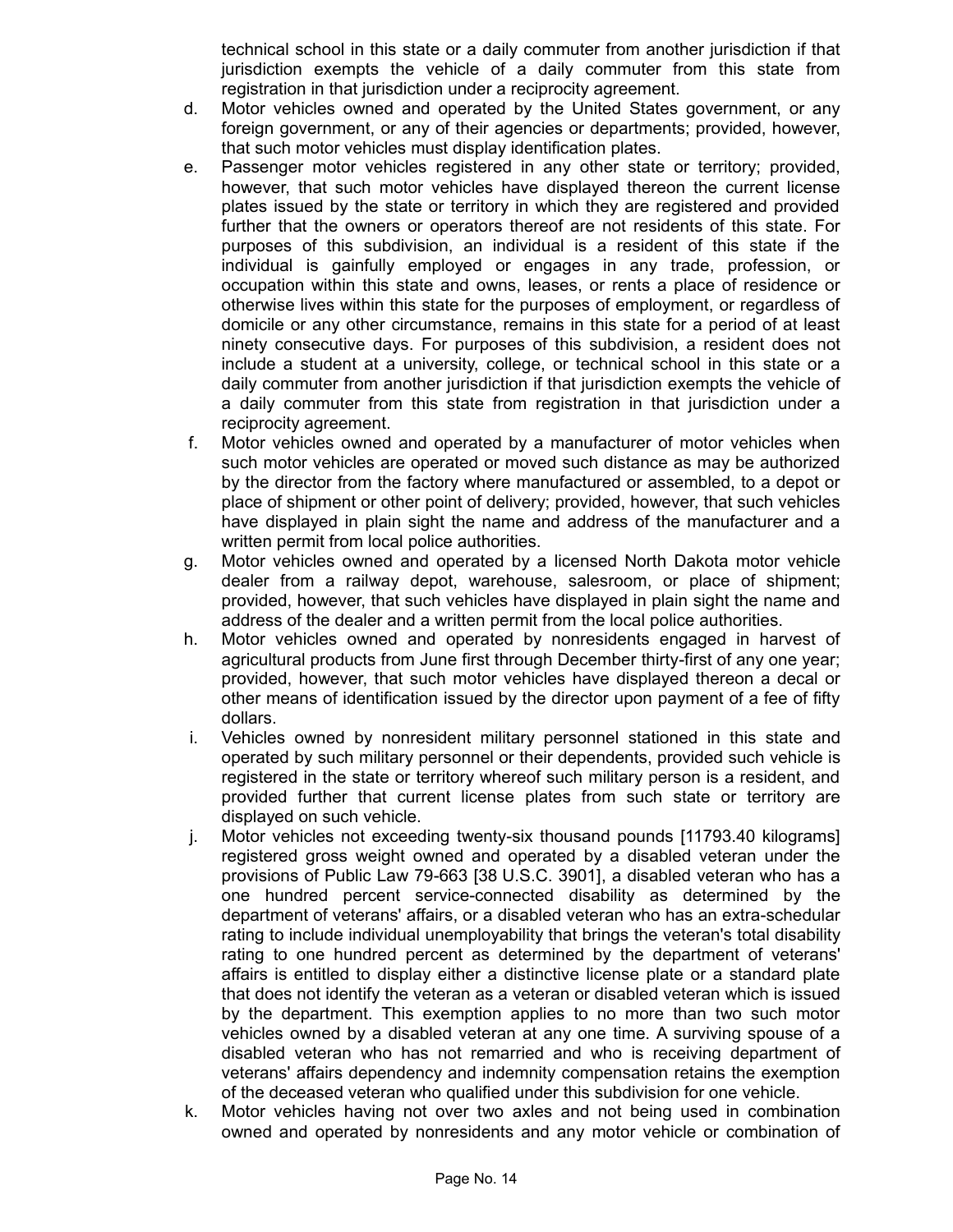technical school in this state or a daily commuter from another jurisdiction if that jurisdiction exempts the vehicle of a daily commuter from this state from registration in that jurisdiction under a reciprocity agreement.

d. Motor vehicles owned and operated by the United States government, or any foreign government, or any of their agencies or departments; provided, however, that such motor vehicles must display identification plates.

e. Passenger motor vehicles registered in any other state or territory; provided, however, that such motor vehicles have displayed thereon the current license plates issued by the state or territory in which they are registered and provided further that the owners or operators thereof are not residents of this state. For purposes of this subdivision, an individual is a resident of this state if the individual is gainfully employed or engages in any trade, profession, or occupation within this state and owns, leases, or rents a place of residence or otherwise lives within this state for the purposes of employment, or regardless of domicile or any other circumstance, remains in this state for a period of at least ninety consecutive days. For purposes of this subdivision, a resident does not include a student at a university, college, or technical school in this state or a daily commuter from another jurisdiction if that jurisdiction exempts the vehicle of a daily commuter from this state from registration in that jurisdiction under a reciprocity agreement.

f. Motor vehicles owned and operated by a manufacturer of motor vehicles when such motor vehicles are operated or moved such distance as may be authorized by the director from the factory where manufactured or assembled, to a depot or place of shipment or other point of delivery; provided, however, that such vehicles have displayed in plain sight the name and address of the manufacturer and a written permit from local police authorities.

g. Motor vehicles owned and operated by a licensed North Dakota motor vehicle dealer from a railway depot, warehouse, salesroom, or place of shipment; provided, however, that such vehicles have displayed in plain sight the name and address of the dealer and a written permit from the local police authorities.

h. Motor vehicles owned and operated by nonresidents engaged in harvest of agricultural products from June first through December thirty-first of any one year; provided, however, that such motor vehicles have displayed thereon a decal or other means of identification issued by the director upon payment of a fee of fifty dollars.

i. Vehicles owned by nonresident military personnel stationed in this state and operated by such military personnel or their dependents, provided such vehicle is registered in the state or territory whereof such military person is a resident, and provided further that current license plates from such state or territory are displayed on such vehicle.

j. Motor vehicles not exceeding twenty-six thousand pounds [11793.40 kilograms] registered gross weight owned and operated by a disabled veteran under the provisions of Public Law 79-663 [38 U.S.C. 3901], a disabled veteran who has a one hundred percent service-connected disability as determined by the department of veterans' affairs, or a disabled veteran who has an extra-schedular rating to include individual unemployability that brings the veteran's total disability rating to one hundred percent as determined by the department of veterans' affairs is entitled to display either a distinctive license plate or a standard plate that does not identify the veteran as a veteran or disabled veteran which is issued by the department. This exemption applies to no more than two such motor vehicles owned by a disabled veteran at any one time. A surviving spouse of a disabled veteran who has not remarried and who is receiving department of veterans' affairs dependency and indemnity compensation retains the exemption of the deceased veteran who qualified under this subdivision for one vehicle.

k. Motor vehicles having not over two axles and not being used in combination owned and operated by nonresidents and any motor vehicle or combination of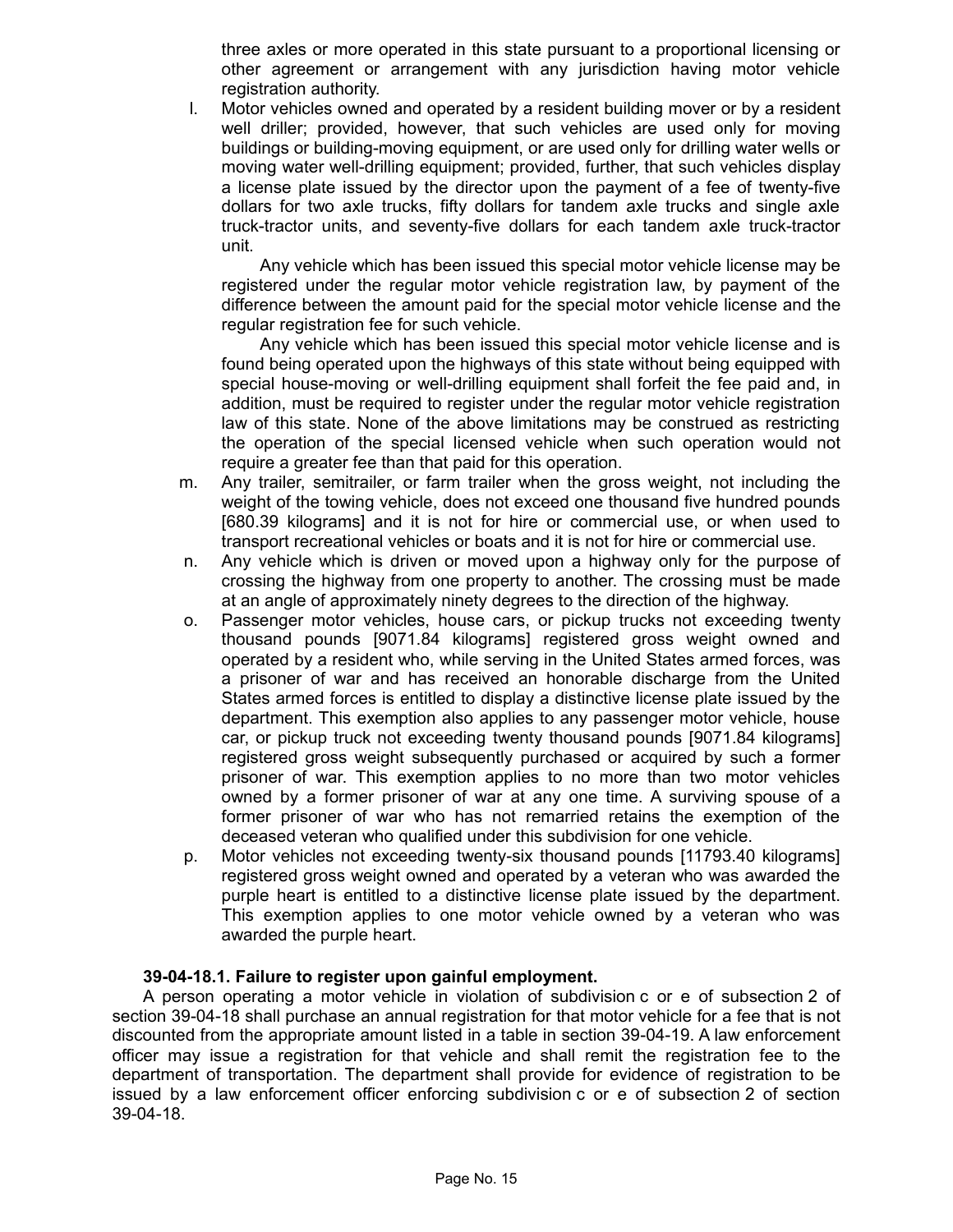three axles or more operated in this state pursuant to a proportional licensing or other agreement or arrangement with any jurisdiction having motor vehicle registration authority.

l. Motor vehicles owned and operated by a resident building mover or by a resident well driller; provided, however, that such vehicles are used only for moving buildings or building-moving equipment, or are used only for drilling water wells or moving water well-drilling equipment; provided, further, that such vehicles display a license plate issued by the director upon the payment of a fee of twenty-five dollars for two axle trucks, fifty dollars for tandem axle trucks and single axle truck-tractor units, and seventy-five dollars for each tandem axle truck-tractor unit.

   Any vehicle which has been issued this special motor vehicle license may be registered under the regular motor vehicle registration law, by payment of the difference between the amount paid for the special motor vehicle license and the regular registration fee for such vehicle.

   Any vehicle which has been issued this special motor vehicle license and is found being operated upon the highways of this state without being equipped with special house-moving or well-drilling equipment shall forfeit the fee paid and, in addition, must be required to register under the regular motor vehicle registration law of this state. None of the above limitations may be construed as restricting the operation of the special licensed vehicle when such operation would not require a greater fee than that paid for this operation.

m. Any trailer, semitrailer, or farm trailer when the gross weight, not including the weight of the towing vehicle, does not exceed one thousand five hundred pounds [680.39 kilograms] and it is not for hire or commercial use, or when used to transport recreational vehicles or boats and it is not for hire or commercial use.

n. Any vehicle which is driven or moved upon a highway only for the purpose of crossing the highway from one property to another. The crossing must be made at an angle of approximately ninety degrees to the direction of the highway.

o. Passenger motor vehicles, house cars, or pickup trucks not exceeding twenty thousand pounds [9071.84 kilograms] registered gross weight owned and operated by a resident who, while serving in the United States armed forces, was a prisoner of war and has received an honorable discharge from the United States armed forces is entitled to display a distinctive license plate issued by the department. This exemption also applies to any passenger motor vehicle, house car, or pickup truck not exceeding twenty thousand pounds [9071.84 kilograms] registered gross weight subsequently purchased or acquired by such a former prisoner of war. This exemption applies to no more than two motor vehicles owned by a former prisoner of war at any one time. A surviving spouse of a former prisoner of war who has not remarried retains the exemption of the deceased veteran who qualified under this subdivision for one vehicle.

p. Motor vehicles not exceeding twenty-six thousand pounds [11793.40 kilograms] registered gross weight owned and operated by a veteran who was awarded the purple heart is entitled to a distinctive license plate issued by the department. This exemption applies to one motor vehicle owned by a veteran who was awarded the purple heart.

**39-04-18.1. Failure to register upon gainful employment.**

A person operating a motor vehicle in violation of subdivision c or e of subsection 2 of section 39-04-18 shall purchase an annual registration for that motor vehicle for a fee that is not discounted from the appropriate amount listed in a table in section 39-04-19. A law enforcement officer may issue a registration for that vehicle and shall remit the registration fee to the department of transportation. The department shall provide for evidence of registration to be issued by a law enforcement officer enforcing subdivision c or e of subsection 2 of section 39-04-18.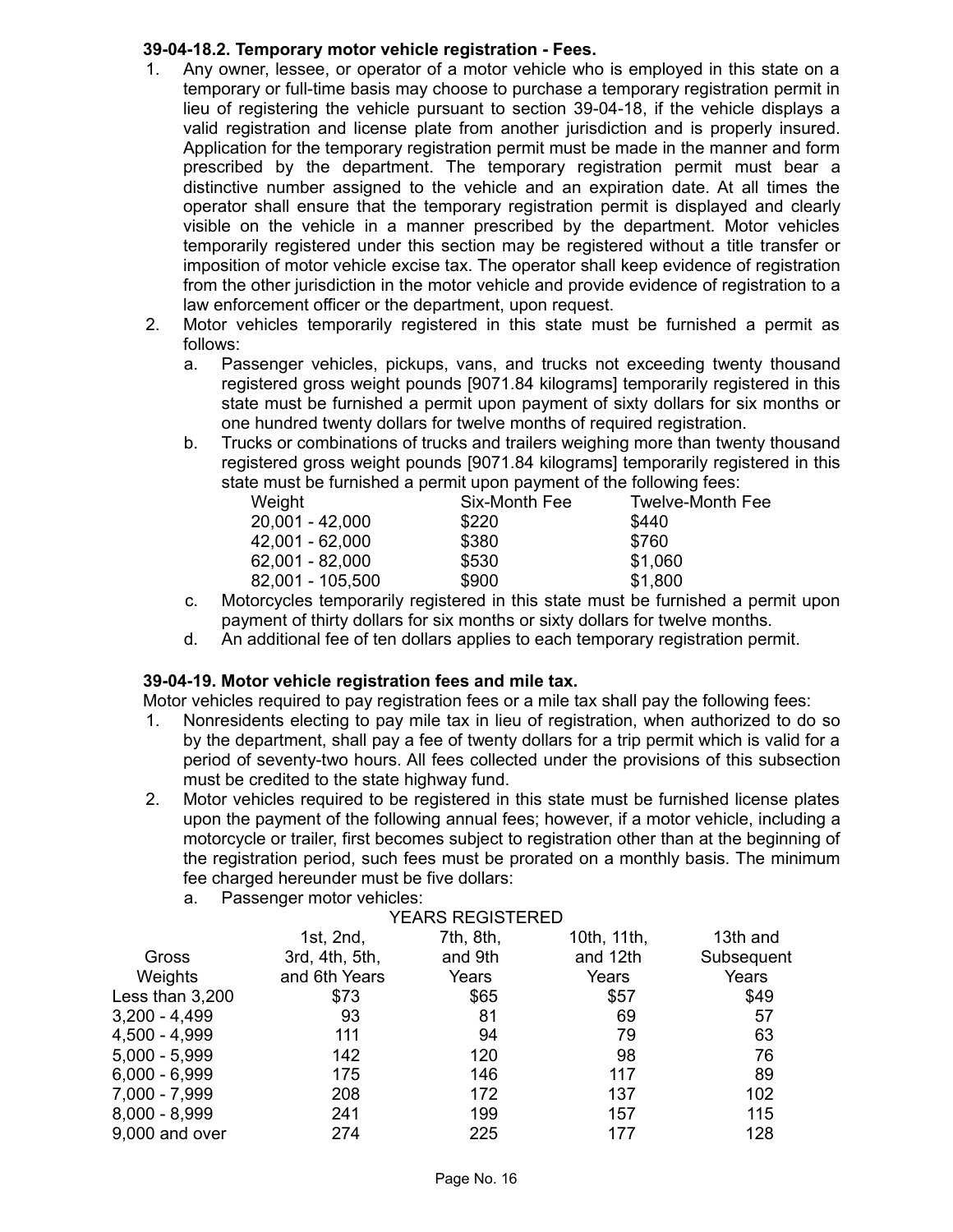**39-04-18.2. Temporary motor vehicle registration - Fees.**

1. Any owner, lessee, or operator of a motor vehicle who is employed in this state on a temporary or full-time basis may choose to purchase a temporary registration permit in lieu of registering the vehicle pursuant to section 39-04-18, if the vehicle displays a valid registration and license plate from another jurisdiction and is properly insured. Application for the temporary registration permit must be made in the manner and form prescribed by the department. The temporary registration permit must bear a distinctive number assigned to the vehicle and an expiration date. At all times the operator shall ensure that the temporary registration permit is displayed and clearly visible on the vehicle in a manner prescribed by the department. Motor vehicles temporarily registered under this section may be registered without a title transfer or imposition of motor vehicle excise tax. The operator shall keep evidence of registration from the other jurisdiction in the motor vehicle and provide evidence of registration to a law enforcement officer or the department, upon request.
2. Motor vehicles temporarily registered in this state must be furnished a permit as follows:
   a. Passenger vehicles, pickups, vans, and trucks not exceeding twenty thousand registered gross weight pounds [9071.84 kilograms] temporarily registered in this state must be furnished a permit upon payment of sixty dollars for six months or one hundred twenty dollars for twelve months of required registration.
   b. Trucks or combinations of trucks and trailers weighing more than twenty thousand registered gross weight pounds [9071.84 kilograms] temporarily registered in this state must be furnished a permit upon payment of the following fees:

      | Weight | Six-Month Fee | Twelve-Month Fee |
      |---|---|---|
      | 20,001 - 42,000 | $220 | $440 |
      | 42,001 - 62,000 | $380 | $760 |
      | 62,001 - 82,000 | $530 | $1,060 |
      | 82,001 - 105,500 | $900 | $1,800 |

   c. Motorcycles temporarily registered in this state must be furnished a permit upon payment of thirty dollars for six months or sixty dollars for twelve months.
   d. An additional fee of ten dollars applies to each temporary registration permit.

**39-04-19. Motor vehicle registration fees and mile tax.**

Motor vehicles required to pay registration fees or a mile tax shall pay the following fees:

1. Nonresidents electing to pay mile tax in lieu of registration, when authorized to do so by the department, shall pay a fee of twenty dollars for a trip permit which is valid for a period of seventy-two hours. All fees collected under the provisions of this subsection must be credited to the state highway fund.
2. Motor vehicles required to be registered in this state must be furnished license plates upon the payment of the following annual fees; however, if a motor vehicle, including a motorcycle or trailer, first becomes subject to registration other than at the beginning of the registration period, such fees must be prorated on a monthly basis. The minimum fee charged hereunder must be five dollars:
   a. Passenger motor vehicles:

      | | YEARS REGISTERED | | | |
      |---|---|---|---|---|
      | Gross Weights | 1st, 2nd, 3rd, 4th, 5th, and 6th Years | 7th, 8th, and 9th Years | 10th, 11th, and 12th Years | 13th and Subsequent Years |
      | Less than 3,200 | $73 | $65 | $57 | $49 |
      | 3,200 - 4,499 | 93 | 81 | 69 | 57 |
      | 4,500 - 4,999 | 111 | 94 | 79 | 63 |
      | 5,000 - 5,999 | 142 | 120 | 98 | 76 |
      | 6,000 - 6,999 | 175 | 146 | 117 | 89 |
      | 7,000 - 7,999 | 208 | 172 | 137 | 102 |
      | 8,000 - 8,999 | 241 | 199 | 157 | 115 |
      | 9,000 and over | 274 | 225 | 177 | 128 |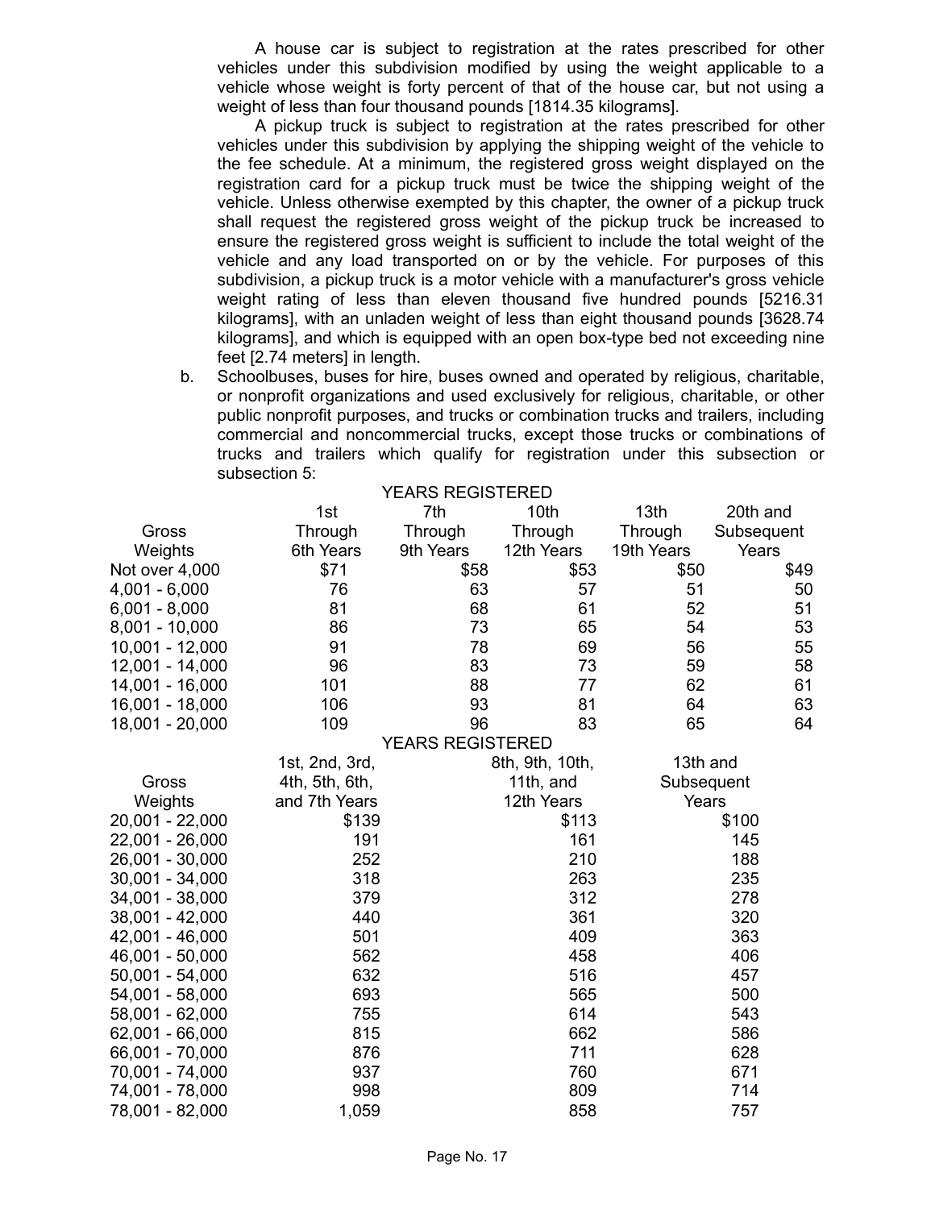A house car is subject to registration at the rates prescribed for other vehicles under this subdivision modified by using the weight applicable to a vehicle whose weight is forty percent of that of the house car, but not using a weight of less than four thousand pounds [1814.35 kilograms].

A pickup truck is subject to registration at the rates prescribed for other vehicles under this subdivision by applying the shipping weight of the vehicle to the fee schedule. At a minimum, the registered gross weight displayed on the registration card for a pickup truck must be twice the shipping weight of the vehicle. Unless otherwise exempted by this chapter, the owner of a pickup truck shall request the registered gross weight of the pickup truck be increased to ensure the registered gross weight is sufficient to include the total weight of the vehicle and any load transported on or by the vehicle. For purposes of this subdivision, a pickup truck is a motor vehicle with a manufacturer's gross vehicle weight rating of less than eleven thousand five hundred pounds [5216.31 kilograms], with an unladen weight of less than eight thousand pounds [3628.74 kilograms], and which is equipped with an open box-type bed not exceeding nine feet [2.74 meters] in length.

b. Schoolbuses, buses for hire, buses owned and operated by religious, charitable, or nonprofit organizations and used exclusively for religious, charitable, or other public nonprofit purposes, and trucks or combination trucks and trailers, including commercial and noncommercial trucks, except those trucks or combinations of trucks and trailers which qualify for registration under this subsection or subsection 5:

YEARS REGISTERED

| Gross Weights | 1st Through 6th Years | 7th Through 9th Years | 10th Through 12th Years | 13th Through 19th Years | 20th and Subsequent Years |
|---|---|---|---|---|---|
| Not over 4,000 | $71 | $58 | $53 | $50 | $49 |
| 4,001 - 6,000 | 76 | 63 | 57 | 51 | 50 |
| 6,001 - 8,000 | 81 | 68 | 61 | 52 | 51 |
| 8,001 - 10,000 | 86 | 73 | 65 | 54 | 53 |
| 10,001 - 12,000 | 91 | 78 | 69 | 56 | 55 |
| 12,001 - 14,000 | 96 | 83 | 73 | 59 | 58 |
| 14,001 - 16,000 | 101 | 88 | 77 | 62 | 61 |
| 16,001 - 18,000 | 106 | 93 | 81 | 64 | 63 |
| 18,001 - 20,000 | 109 | 96 | 83 | 65 | 64 |

YEARS REGISTERED

| Gross Weights | 1st, 2nd, 3rd, 4th, 5th, 6th, and 7th Years | 8th, 9th, 10th, 11th, and 12th Years | 13th and Subsequent Years |
|---|---|---|---|
| 20,001 - 22,000 | $139 | $113 | $100 |
| 22,001 - 26,000 | 191 | 161 | 145 |
| 26,001 - 30,000 | 252 | 210 | 188 |
| 30,001 - 34,000 | 318 | 263 | 235 |
| 34,001 - 38,000 | 379 | 312 | 278 |
| 38,001 - 42,000 | 440 | 361 | 320 |
| 42,001 - 46,000 | 501 | 409 | 363 |
| 46,001 - 50,000 | 562 | 458 | 406 |
| 50,001 - 54,000 | 632 | 516 | 457 |
| 54,001 - 58,000 | 693 | 565 | 500 |
| 58,001 - 62,000 | 755 | 614 | 543 |
| 62,001 - 66,000 | 815 | 662 | 586 |
| 66,001 - 70,000 | 876 | 711 | 628 |
| 70,001 - 74,000 | 937 | 760 | 671 |
| 74,001 - 78,000 | 998 | 809 | 714 |
| 78,001 - 82,000 | 1,059 | 858 | 757 |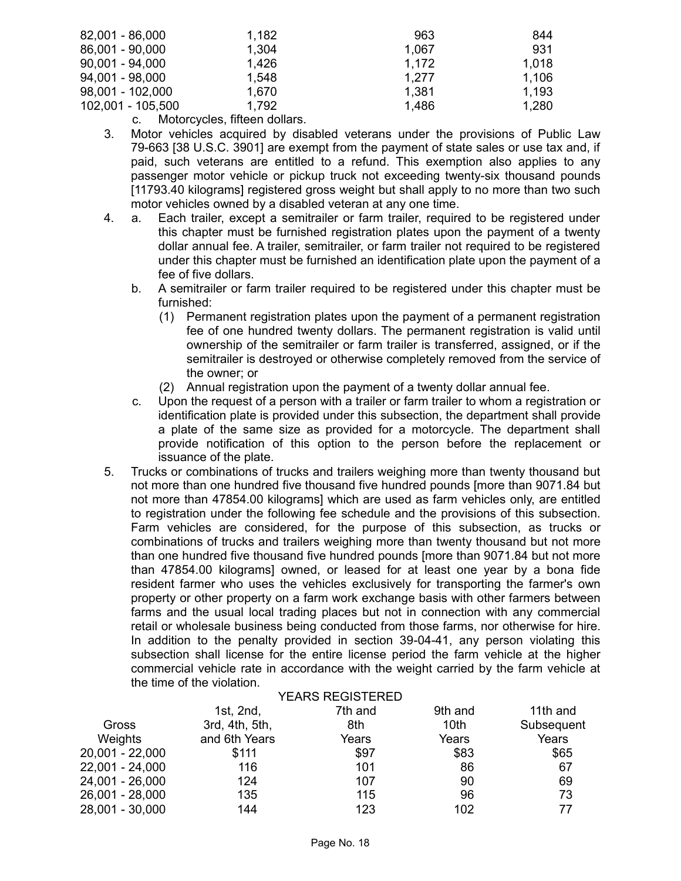| | | | |
|---|---|---|---|
| 82,001 - 86,000 | 1,182 | 963 | 844 |
| 86,001 - 90,000 | 1,304 | 1,067 | 931 |
| 90,001 - 94,000 | 1,426 | 1,172 | 1,018 |
| 94,001 - 98,000 | 1,548 | 1,277 | 1,106 |
| 98,001 - 102,000 | 1,670 | 1,381 | 1,193 |
| 102,001 - 105,500 | 1,792 | 1,486 | 1,280 |

c. Motorcycles, fifteen dollars.

3. Motor vehicles acquired by disabled veterans under the provisions of Public Law 79-663 [38 U.S.C. 3901] are exempt from the payment of state sales or use tax and, if paid, such veterans are entitled to a refund. This exemption also applies to any passenger motor vehicle or pickup truck not exceeding twenty-six thousand pounds [11793.40 kilograms] registered gross weight but shall apply to no more than two such motor vehicles owned by a disabled veteran at any one time.

4. a. Each trailer, except a semitrailer or farm trailer, required to be registered under this chapter must be furnished registration plates upon the payment of a twenty dollar annual fee. A trailer, semitrailer, or farm trailer not required to be registered under this chapter must be furnished an identification plate upon the payment of a fee of five dollars.

   b. A semitrailer or farm trailer required to be registered under this chapter must be furnished:

      (1) Permanent registration plates upon the payment of a permanent registration fee of one hundred twenty dollars. The permanent registration is valid until ownership of the semitrailer or farm trailer is transferred, assigned, or if the semitrailer is destroyed or otherwise completely removed from the service of the owner; or

      (2) Annual registration upon the payment of a twenty dollar annual fee.

   c. Upon the request of a person with a trailer or farm trailer to whom a registration or identification plate is provided under this subsection, the department shall provide a plate of the same size as provided for a motorcycle. The department shall provide notification of this option to the person before the replacement or issuance of the plate.

5. Trucks or combinations of trucks and trailers weighing more than twenty thousand but not more than one hundred five thousand five hundred pounds [more than 9071.84 but not more than 47854.00 kilograms] which are used as farm vehicles only, are entitled to registration under the following fee schedule and the provisions of this subsection. Farm vehicles are considered, for the purpose of this subsection, as trucks or combinations of trucks and trailers weighing more than twenty thousand but not more than one hundred five thousand five hundred pounds [more than 9071.84 but not more than 47854.00 kilograms] owned, or leased for at least one year by a bona fide resident farmer who uses the vehicles exclusively for transporting the farmer's own property or other property on a farm work exchange basis with other farmers between farms and the usual local trading places but not in connection with any commercial retail or wholesale business being conducted from those farms, nor otherwise for hire. In addition to the penalty provided in section 39-04-41, any person violating this subsection shall license for the entire license period the farm vehicle at the higher commercial vehicle rate in accordance with the weight carried by the farm vehicle at the time of the violation.

| | YEARS REGISTERED | | | |
|---|---|---|---|---|
| Gross Weights | 1st, 2nd, 3rd, 4th, 5th, and 6th Years | 7th and 8th Years | 9th and 10th Years | 11th and Subsequent Years |
| 20,001 - 22,000 | $111 | $97 | $83 | $65 |
| 22,001 - 24,000 | 116 | 101 | 86 | 67 |
| 24,001 - 26,000 | 124 | 107 | 90 | 69 |
| 26,001 - 28,000 | 135 | 115 | 96 | 73 |
| 28,001 - 30,000 | 144 | 123 | 102 | 77 |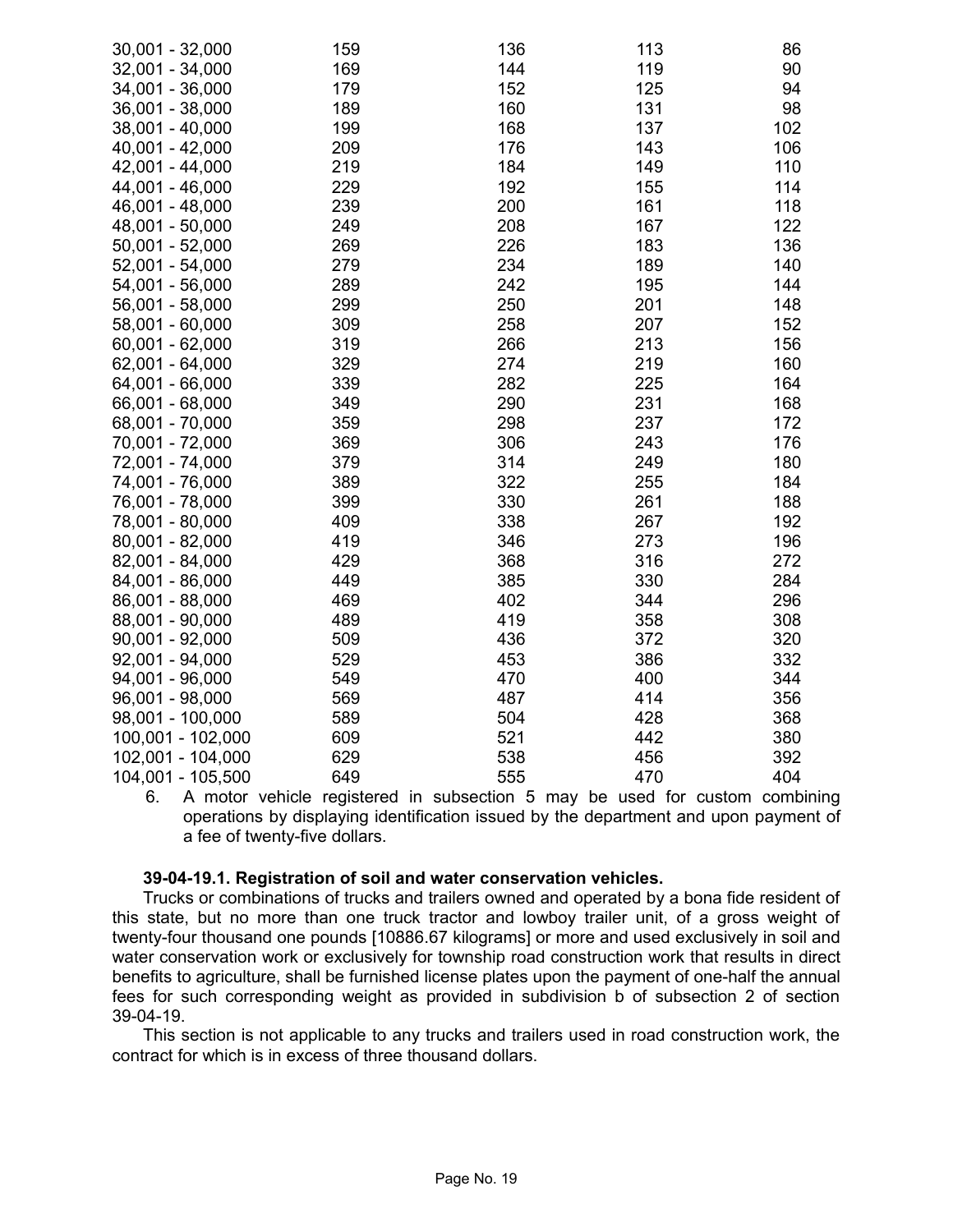| | | | | |
|---|---|---|---|---|
| 30,001 - 32,000 | 159 | 136 | 113 | 86 |
| 32,001 - 34,000 | 169 | 144 | 119 | 90 |
| 34,001 - 36,000 | 179 | 152 | 125 | 94 |
| 36,001 - 38,000 | 189 | 160 | 131 | 98 |
| 38,001 - 40,000 | 199 | 168 | 137 | 102 |
| 40,001 - 42,000 | 209 | 176 | 143 | 106 |
| 42,001 - 44,000 | 219 | 184 | 149 | 110 |
| 44,001 - 46,000 | 229 | 192 | 155 | 114 |
| 46,001 - 48,000 | 239 | 200 | 161 | 118 |
| 48,001 - 50,000 | 249 | 208 | 167 | 122 |
| 50,001 - 52,000 | 269 | 226 | 183 | 136 |
| 52,001 - 54,000 | 279 | 234 | 189 | 140 |
| 54,001 - 56,000 | 289 | 242 | 195 | 144 |
| 56,001 - 58,000 | 299 | 250 | 201 | 148 |
| 58,001 - 60,000 | 309 | 258 | 207 | 152 |
| 60,001 - 62,000 | 319 | 266 | 213 | 156 |
| 62,001 - 64,000 | 329 | 274 | 219 | 160 |
| 64,001 - 66,000 | 339 | 282 | 225 | 164 |
| 66,001 - 68,000 | 349 | 290 | 231 | 168 |
| 68,001 - 70,000 | 359 | 298 | 237 | 172 |
| 70,001 - 72,000 | 369 | 306 | 243 | 176 |
| 72,001 - 74,000 | 379 | 314 | 249 | 180 |
| 74,001 - 76,000 | 389 | 322 | 255 | 184 |
| 76,001 - 78,000 | 399 | 330 | 261 | 188 |
| 78,001 - 80,000 | 409 | 338 | 267 | 192 |
| 80,001 - 82,000 | 419 | 346 | 273 | 196 |
| 82,001 - 84,000 | 429 | 368 | 316 | 272 |
| 84,001 - 86,000 | 449 | 385 | 330 | 284 |
| 86,001 - 88,000 | 469 | 402 | 344 | 296 |
| 88,001 - 90,000 | 489 | 419 | 358 | 308 |
| 90,001 - 92,000 | 509 | 436 | 372 | 320 |
| 92,001 - 94,000 | 529 | 453 | 386 | 332 |
| 94,001 - 96,000 | 549 | 470 | 400 | 344 |
| 96,001 - 98,000 | 569 | 487 | 414 | 356 |
| 98,001 - 100,000 | 589 | 504 | 428 | 368 |
| 100,001 - 102,000 | 609 | 521 | 442 | 380 |
| 102,001 - 104,000 | 629 | 538 | 456 | 392 |
| 104,001 - 105,500 | 649 | 555 | 470 | 404 |

6. A motor vehicle registered in subsection 5 may be used for custom combining operations by displaying identification issued by the department and upon payment of a fee of twenty-five dollars.

**39-04-19.1. Registration of soil and water conservation vehicles.**

Trucks or combinations of trucks and trailers owned and operated by a bona fide resident of this state, but no more than one truck tractor and lowboy trailer unit, of a gross weight of twenty-four thousand one pounds [10886.67 kilograms] or more and used exclusively in soil and water conservation work or exclusively for township road construction work that results in direct benefits to agriculture, shall be furnished license plates upon the payment of one-half the annual fees for such corresponding weight as provided in subdivision b of subsection 2 of section 39-04-19.

This section is not applicable to any trucks and trailers used in road construction work, the contract for which is in excess of three thousand dollars.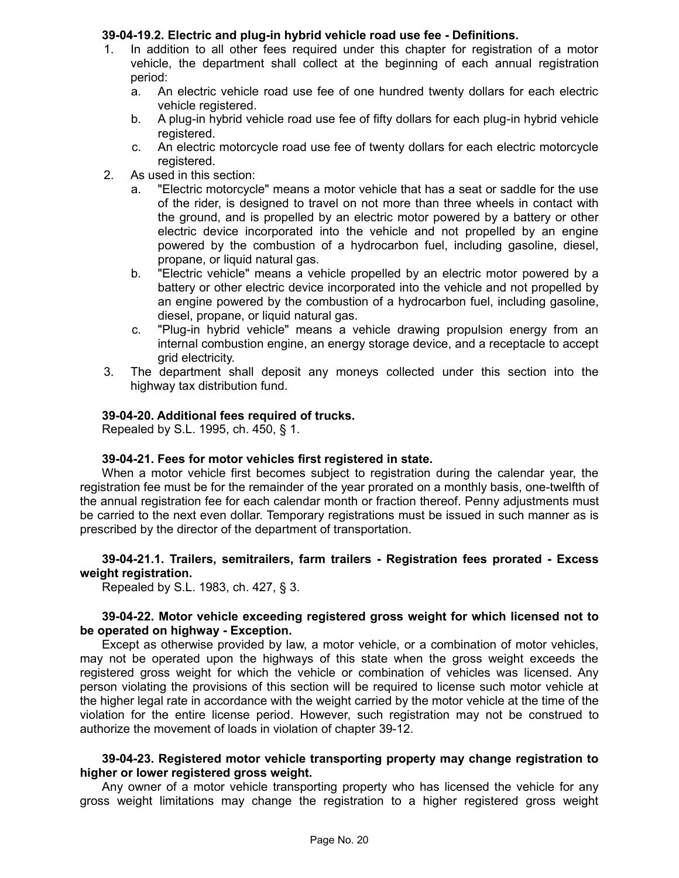**39-04-19.2. Electric and plug-in hybrid vehicle road use fee - Definitions.**

1. In addition to all other fees required under this chapter for registration of a motor vehicle, the department shall collect at the beginning of each annual registration period:
   a. An electric vehicle road use fee of one hundred twenty dollars for each electric vehicle registered.
   b. A plug-in hybrid vehicle road use fee of fifty dollars for each plug-in hybrid vehicle registered.
   c. An electric motorcycle road use fee of twenty dollars for each electric motorcycle registered.
2. As used in this section:
   a. "Electric motorcycle" means a motor vehicle that has a seat or saddle for the use of the rider, is designed to travel on not more than three wheels in contact with the ground, and is propelled by an electric motor powered by a battery or other electric device incorporated into the vehicle and not propelled by an engine powered by the combustion of a hydrocarbon fuel, including gasoline, diesel, propane, or liquid natural gas.
   b. "Electric vehicle" means a vehicle propelled by an electric motor powered by a battery or other electric device incorporated into the vehicle and not propelled by an engine powered by the combustion of a hydrocarbon fuel, including gasoline, diesel, propane, or liquid natural gas.
   c. "Plug-in hybrid vehicle" means a vehicle drawing propulsion energy from an internal combustion engine, an energy storage device, and a receptacle to accept grid electricity.
3. The department shall deposit any moneys collected under this section into the highway tax distribution fund.

**39-04-20. Additional fees required of trucks.**

Repealed by S.L. 1995, ch. 450, § 1.

**39-04-21. Fees for motor vehicles first registered in state.**

When a motor vehicle first becomes subject to registration during the calendar year, the registration fee must be for the remainder of the year prorated on a monthly basis, one-twelfth of the annual registration fee for each calendar month or fraction thereof. Penny adjustments must be carried to the next even dollar. Temporary registrations must be issued in such manner as is prescribed by the director of the department of transportation.

**39-04-21.1. Trailers, semitrailers, farm trailers - Registration fees prorated - Excess weight registration.**

Repealed by S.L. 1983, ch. 427, § 3.

**39-04-22. Motor vehicle exceeding registered gross weight for which licensed not to be operated on highway - Exception.**

Except as otherwise provided by law, a motor vehicle, or a combination of motor vehicles, may not be operated upon the highways of this state when the gross weight exceeds the registered gross weight for which the vehicle or combination of vehicles was licensed. Any person violating the provisions of this section will be required to license such motor vehicle at the higher legal rate in accordance with the weight carried by the motor vehicle at the time of the violation for the entire license period. However, such registration may not be construed to authorize the movement of loads in violation of chapter 39-12.

**39-04-23. Registered motor vehicle transporting property may change registration to higher or lower registered gross weight.**

Any owner of a motor vehicle transporting property who has licensed the vehicle for any gross weight limitations may change the registration to a higher registered gross weight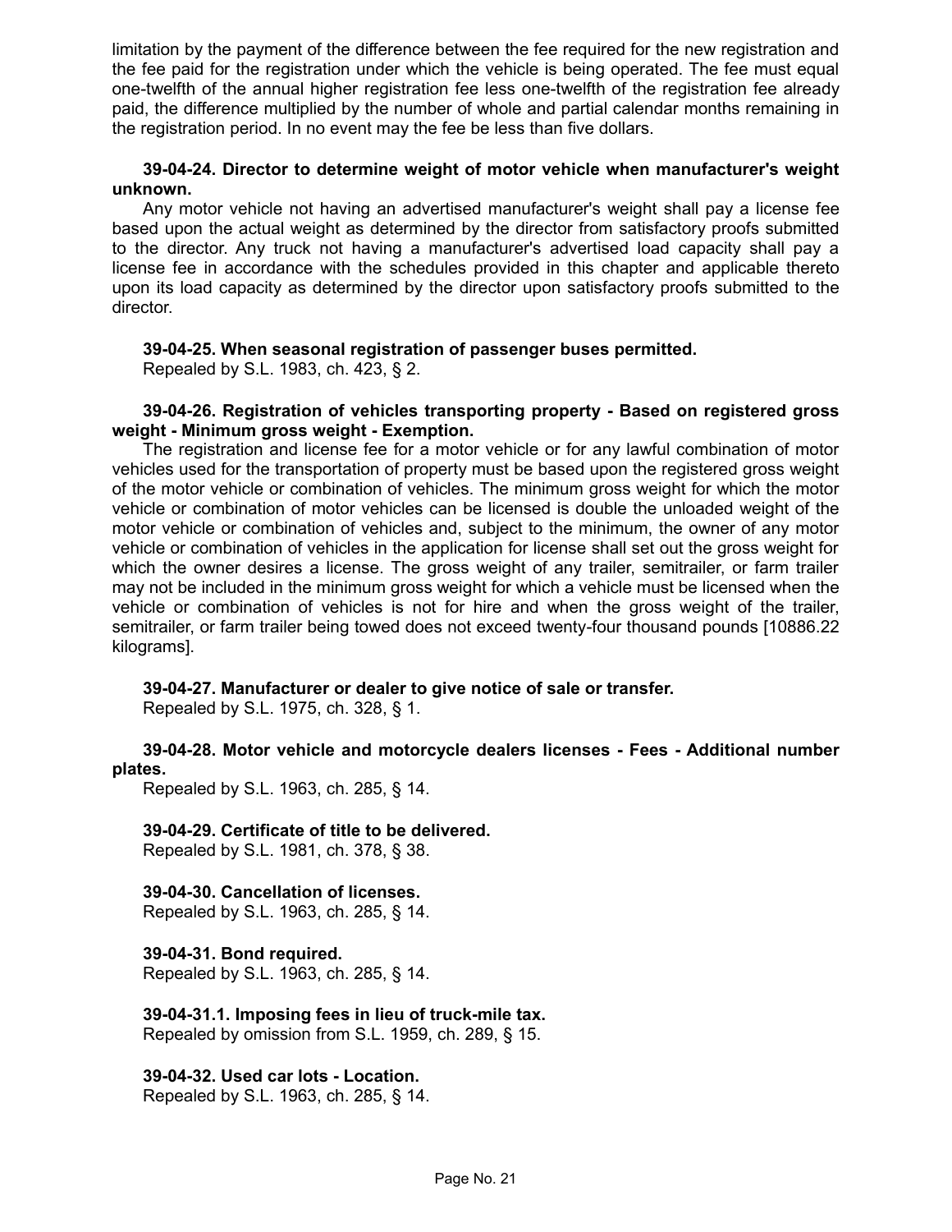limitation by the payment of the difference between the fee required for the new registration and the fee paid for the registration under which the vehicle is being operated. The fee must equal one-twelfth of the annual higher registration fee less one-twelfth of the registration fee already paid, the difference multiplied by the number of whole and partial calendar months remaining in the registration period. In no event may the fee be less than five dollars.

**39-04-24. Director to determine weight of motor vehicle when manufacturer's weight unknown.**

Any motor vehicle not having an advertised manufacturer's weight shall pay a license fee based upon the actual weight as determined by the director from satisfactory proofs submitted to the director. Any truck not having a manufacturer's advertised load capacity shall pay a license fee in accordance with the schedules provided in this chapter and applicable thereto upon its load capacity as determined by the director upon satisfactory proofs submitted to the director.

**39-04-25. When seasonal registration of passenger buses permitted.**

Repealed by S.L. 1983, ch. 423, § 2.

**39-04-26. Registration of vehicles transporting property - Based on registered gross weight - Minimum gross weight - Exemption.**

The registration and license fee for a motor vehicle or for any lawful combination of motor vehicles used for the transportation of property must be based upon the registered gross weight of the motor vehicle or combination of vehicles. The minimum gross weight for which the motor vehicle or combination of motor vehicles can be licensed is double the unloaded weight of the motor vehicle or combination of vehicles and, subject to the minimum, the owner of any motor vehicle or combination of vehicles in the application for license shall set out the gross weight for which the owner desires a license. The gross weight of any trailer, semitrailer, or farm trailer may not be included in the minimum gross weight for which a vehicle must be licensed when the vehicle or combination of vehicles is not for hire and when the gross weight of the trailer, semitrailer, or farm trailer being towed does not exceed twenty-four thousand pounds [10886.22 kilograms].

**39-04-27. Manufacturer or dealer to give notice of sale or transfer.**

Repealed by S.L. 1975, ch. 328, § 1.

**39-04-28. Motor vehicle and motorcycle dealers licenses - Fees - Additional number plates.**

Repealed by S.L. 1963, ch. 285, § 14.

**39-04-29. Certificate of title to be delivered.**

Repealed by S.L. 1981, ch. 378, § 38.

**39-04-30. Cancellation of licenses.**

Repealed by S.L. 1963, ch. 285, § 14.

**39-04-31. Bond required.**

Repealed by S.L. 1963, ch. 285, § 14.

**39-04-31.1. Imposing fees in lieu of truck-mile tax.**

Repealed by omission from S.L. 1959, ch. 289, § 15.

**39-04-32. Used car lots - Location.**

Repealed by S.L. 1963, ch. 285, § 14.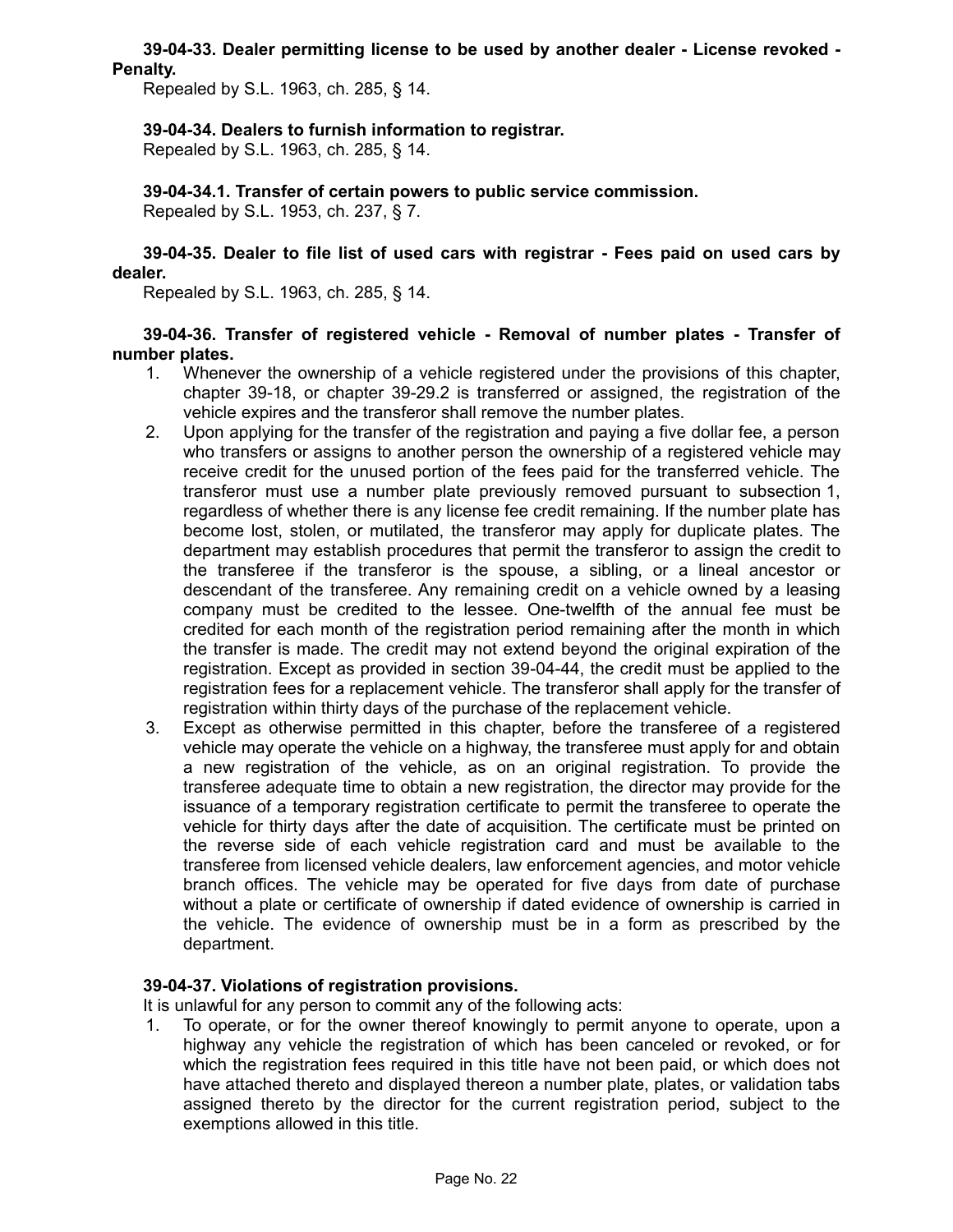**39-04-33. Dealer permitting license to be used by another dealer - License revoked - Penalty.**

Repealed by S.L. 1963, ch. 285, § 14.

**39-04-34. Dealers to furnish information to registrar.**

Repealed by S.L. 1963, ch. 285, § 14.

**39-04-34.1. Transfer of certain powers to public service commission.**

Repealed by S.L. 1953, ch. 237, § 7.

**39-04-35. Dealer to file list of used cars with registrar - Fees paid on used cars by dealer.**

Repealed by S.L. 1963, ch. 285, § 14.

**39-04-36. Transfer of registered vehicle - Removal of number plates - Transfer of number plates.**

1. Whenever the ownership of a vehicle registered under the provisions of this chapter, chapter 39-18, or chapter 39-29.2 is transferred or assigned, the registration of the vehicle expires and the transferor shall remove the number plates.
2. Upon applying for the transfer of the registration and paying a five dollar fee, a person who transfers or assigns to another person the ownership of a registered vehicle may receive credit for the unused portion of the fees paid for the transferred vehicle. The transferor must use a number plate previously removed pursuant to subsection 1, regardless of whether there is any license fee credit remaining. If the number plate has become lost, stolen, or mutilated, the transferor may apply for duplicate plates. The department may establish procedures that permit the transferor to assign the credit to the transferee if the transferor is the spouse, a sibling, or a lineal ancestor or descendant of the transferee. Any remaining credit on a vehicle owned by a leasing company must be credited to the lessee. One-twelfth of the annual fee must be credited for each month of the registration period remaining after the month in which the transfer is made. The credit may not extend beyond the original expiration of the registration. Except as provided in section 39-04-44, the credit must be applied to the registration fees for a replacement vehicle. The transferor shall apply for the transfer of registration within thirty days of the purchase of the replacement vehicle.
3. Except as otherwise permitted in this chapter, before the transferee of a registered vehicle may operate the vehicle on a highway, the transferee must apply for and obtain a new registration of the vehicle, as on an original registration. To provide the transferee adequate time to obtain a new registration, the director may provide for the issuance of a temporary registration certificate to permit the transferee to operate the vehicle for thirty days after the date of acquisition. The certificate must be printed on the reverse side of each vehicle registration card and must be available to the transferee from licensed vehicle dealers, law enforcement agencies, and motor vehicle branch offices. The vehicle may be operated for five days from date of purchase without a plate or certificate of ownership if dated evidence of ownership is carried in the vehicle. The evidence of ownership must be in a form as prescribed by the department.

**39-04-37. Violations of registration provisions.**

It is unlawful for any person to commit any of the following acts:

1. To operate, or for the owner thereof knowingly to permit anyone to operate, upon a highway any vehicle the registration of which has been canceled or revoked, or for which the registration fees required in this title have not been paid, or which does not have attached thereto and displayed thereon a number plate, plates, or validation tabs assigned thereto by the director for the current registration period, subject to the exemptions allowed in this title.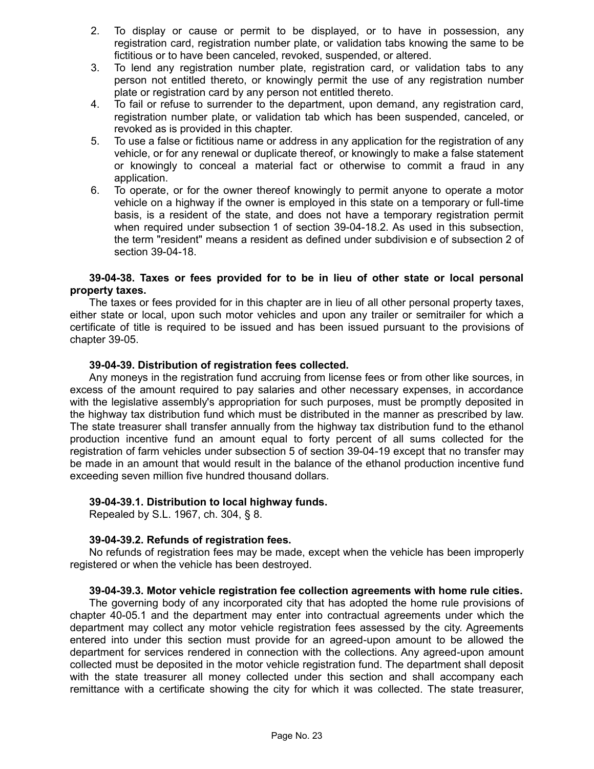2. To display or cause or permit to be displayed, or to have in possession, any registration card, registration number plate, or validation tabs knowing the same to be fictitious or to have been canceled, revoked, suspended, or altered.
3. To lend any registration number plate, registration card, or validation tabs to any person not entitled thereto, or knowingly permit the use of any registration number plate or registration card by any person not entitled thereto.
4. To fail or refuse to surrender to the department, upon demand, any registration card, registration number plate, or validation tab which has been suspended, canceled, or revoked as is provided in this chapter.
5. To use a false or fictitious name or address in any application for the registration of any vehicle, or for any renewal or duplicate thereof, or knowingly to make a false statement or knowingly to conceal a material fact or otherwise to commit a fraud in any application.
6. To operate, or for the owner thereof knowingly to permit anyone to operate a motor vehicle on a highway if the owner is employed in this state on a temporary or full-time basis, is a resident of the state, and does not have a temporary registration permit when required under subsection 1 of section 39-04-18.2. As used in this subsection, the term "resident" means a resident as defined under subdivision e of subsection 2 of section 39-04-18.

**39-04-38. Taxes or fees provided for to be in lieu of other state or local personal property taxes.**

The taxes or fees provided for in this chapter are in lieu of all other personal property taxes, either state or local, upon such motor vehicles and upon any trailer or semitrailer for which a certificate of title is required to be issued and has been issued pursuant to the provisions of chapter 39-05.

**39-04-39. Distribution of registration fees collected.**

Any moneys in the registration fund accruing from license fees or from other like sources, in excess of the amount required to pay salaries and other necessary expenses, in accordance with the legislative assembly's appropriation for such purposes, must be promptly deposited in the highway tax distribution fund which must be distributed in the manner as prescribed by law. The state treasurer shall transfer annually from the highway tax distribution fund to the ethanol production incentive fund an amount equal to forty percent of all sums collected for the registration of farm vehicles under subsection 5 of section 39-04-19 except that no transfer may be made in an amount that would result in the balance of the ethanol production incentive fund exceeding seven million five hundred thousand dollars.

**39-04-39.1. Distribution to local highway funds.**

Repealed by S.L. 1967, ch. 304, § 8.

**39-04-39.2. Refunds of registration fees.**

No refunds of registration fees may be made, except when the vehicle has been improperly registered or when the vehicle has been destroyed.

**39-04-39.3. Motor vehicle registration fee collection agreements with home rule cities.**

The governing body of any incorporated city that has adopted the home rule provisions of chapter 40-05.1 and the department may enter into contractual agreements under which the department may collect any motor vehicle registration fees assessed by the city. Agreements entered into under this section must provide for an agreed-upon amount to be allowed the department for services rendered in connection with the collections. Any agreed-upon amount collected must be deposited in the motor vehicle registration fund. The department shall deposit with the state treasurer all money collected under this section and shall accompany each remittance with a certificate showing the city for which it was collected. The state treasurer,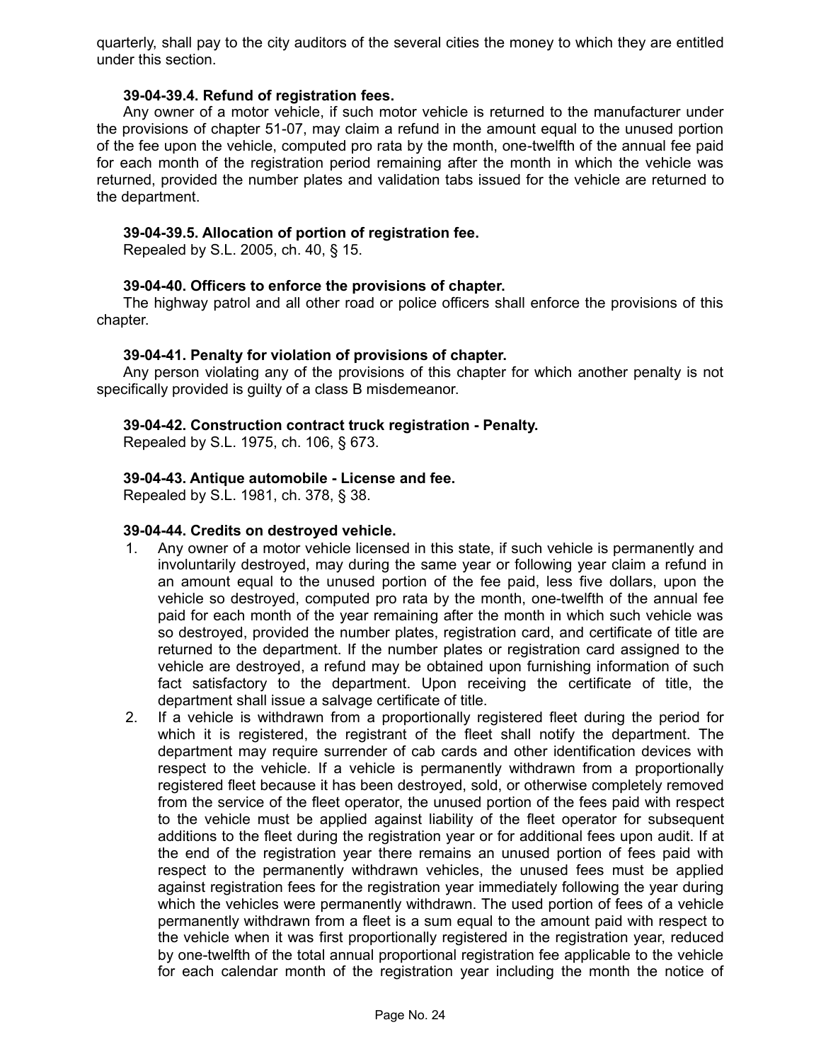quarterly, shall pay to the city auditors of the several cities the money to which they are entitled under this section.

**39-04-39.4. Refund of registration fees.**

Any owner of a motor vehicle, if such motor vehicle is returned to the manufacturer under the provisions of chapter 51-07, may claim a refund in the amount equal to the unused portion of the fee upon the vehicle, computed pro rata by the month, one-twelfth of the annual fee paid for each month of the registration period remaining after the month in which the vehicle was returned, provided the number plates and validation tabs issued for the vehicle are returned to the department.

**39-04-39.5. Allocation of portion of registration fee.**

Repealed by S.L. 2005, ch. 40, § 15.

**39-04-40. Officers to enforce the provisions of chapter.**

The highway patrol and all other road or police officers shall enforce the provisions of this chapter.

**39-04-41. Penalty for violation of provisions of chapter.**

Any person violating any of the provisions of this chapter for which another penalty is not specifically provided is guilty of a class B misdemeanor.

**39-04-42. Construction contract truck registration - Penalty.**

Repealed by S.L. 1975, ch. 106, § 673.

**39-04-43. Antique automobile - License and fee.**

Repealed by S.L. 1981, ch. 378, § 38.

**39-04-44. Credits on destroyed vehicle.**

1. Any owner of a motor vehicle licensed in this state, if such vehicle is permanently and involuntarily destroyed, may during the same year or following year claim a refund in an amount equal to the unused portion of the fee paid, less five dollars, upon the vehicle so destroyed, computed pro rata by the month, one-twelfth of the annual fee paid for each month of the year remaining after the month in which such vehicle was so destroyed, provided the number plates, registration card, and certificate of title are returned to the department. If the number plates or registration card assigned to the vehicle are destroyed, a refund may be obtained upon furnishing information of such fact satisfactory to the department. Upon receiving the certificate of title, the department shall issue a salvage certificate of title.
2. If a vehicle is withdrawn from a proportionally registered fleet during the period for which it is registered, the registrant of the fleet shall notify the department. The department may require surrender of cab cards and other identification devices with respect to the vehicle. If a vehicle is permanently withdrawn from a proportionally registered fleet because it has been destroyed, sold, or otherwise completely removed from the service of the fleet operator, the unused portion of the fees paid with respect to the vehicle must be applied against liability of the fleet operator for subsequent additions to the fleet during the registration year or for additional fees upon audit. If at the end of the registration year there remains an unused portion of fees paid with respect to the permanently withdrawn vehicles, the unused fees must be applied against registration fees for the registration year immediately following the year during which the vehicles were permanently withdrawn. The used portion of fees of a vehicle permanently withdrawn from a fleet is a sum equal to the amount paid with respect to the vehicle when it was first proportionally registered in the registration year, reduced by one-twelfth of the total annual proportional registration fee applicable to the vehicle for each calendar month of the registration year including the month the notice of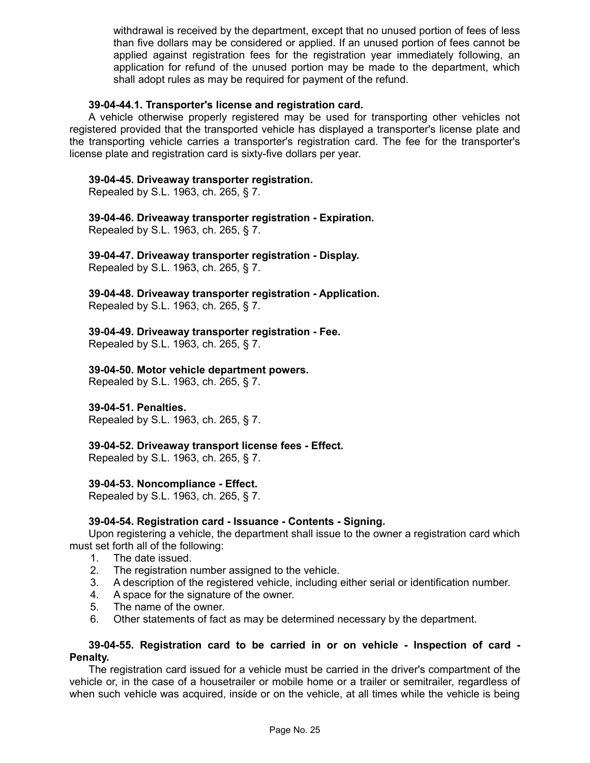withdrawal is received by the department, except that no unused portion of fees of less than five dollars may be considered or applied. If an unused portion of fees cannot be applied against registration fees for the registration year immediately following, an application for refund of the unused portion may be made to the department, which shall adopt rules as may be required for payment of the refund.

**39-04-44.1. Transporter's license and registration card.**

A vehicle otherwise properly registered may be used for transporting other vehicles not registered provided that the transported vehicle has displayed a transporter's license plate and the transporting vehicle carries a transporter's registration card. The fee for the transporter's license plate and registration card is sixty-five dollars per year.

**39-04-45. Driveaway transporter registration.**

Repealed by S.L. 1963, ch. 265, § 7.

**39-04-46. Driveaway transporter registration - Expiration.**

Repealed by S.L. 1963, ch. 265, § 7.

**39-04-47. Driveaway transporter registration - Display.**

Repealed by S.L. 1963, ch. 265, § 7.

**39-04-48. Driveaway transporter registration - Application.**

Repealed by S.L. 1963, ch. 265, § 7.

**39-04-49. Driveaway transporter registration - Fee.**

Repealed by S.L. 1963, ch. 265, § 7.

**39-04-50. Motor vehicle department powers.**

Repealed by S.L. 1963, ch. 265, § 7.

**39-04-51. Penalties.**

Repealed by S.L. 1963, ch. 265, § 7.

**39-04-52. Driveaway transport license fees - Effect.**

Repealed by S.L. 1963, ch. 265, § 7.

**39-04-53. Noncompliance - Effect.**

Repealed by S.L. 1963, ch. 265, § 7.

**39-04-54. Registration card - Issuance - Contents - Signing.**

Upon registering a vehicle, the department shall issue to the owner a registration card which must set forth all of the following:

1. The date issued.
2. The registration number assigned to the vehicle.
3. A description of the registered vehicle, including either serial or identification number.
4. A space for the signature of the owner.
5. The name of the owner.
6. Other statements of fact as may be determined necessary by the department.

**39-04-55. Registration card to be carried in or on vehicle - Inspection of card - Penalty.**

The registration card issued for a vehicle must be carried in the driver's compartment of the vehicle or, in the case of a housetrailer or mobile home or a trailer or semitrailer, regardless of when such vehicle was acquired, inside or on the vehicle, at all times while the vehicle is being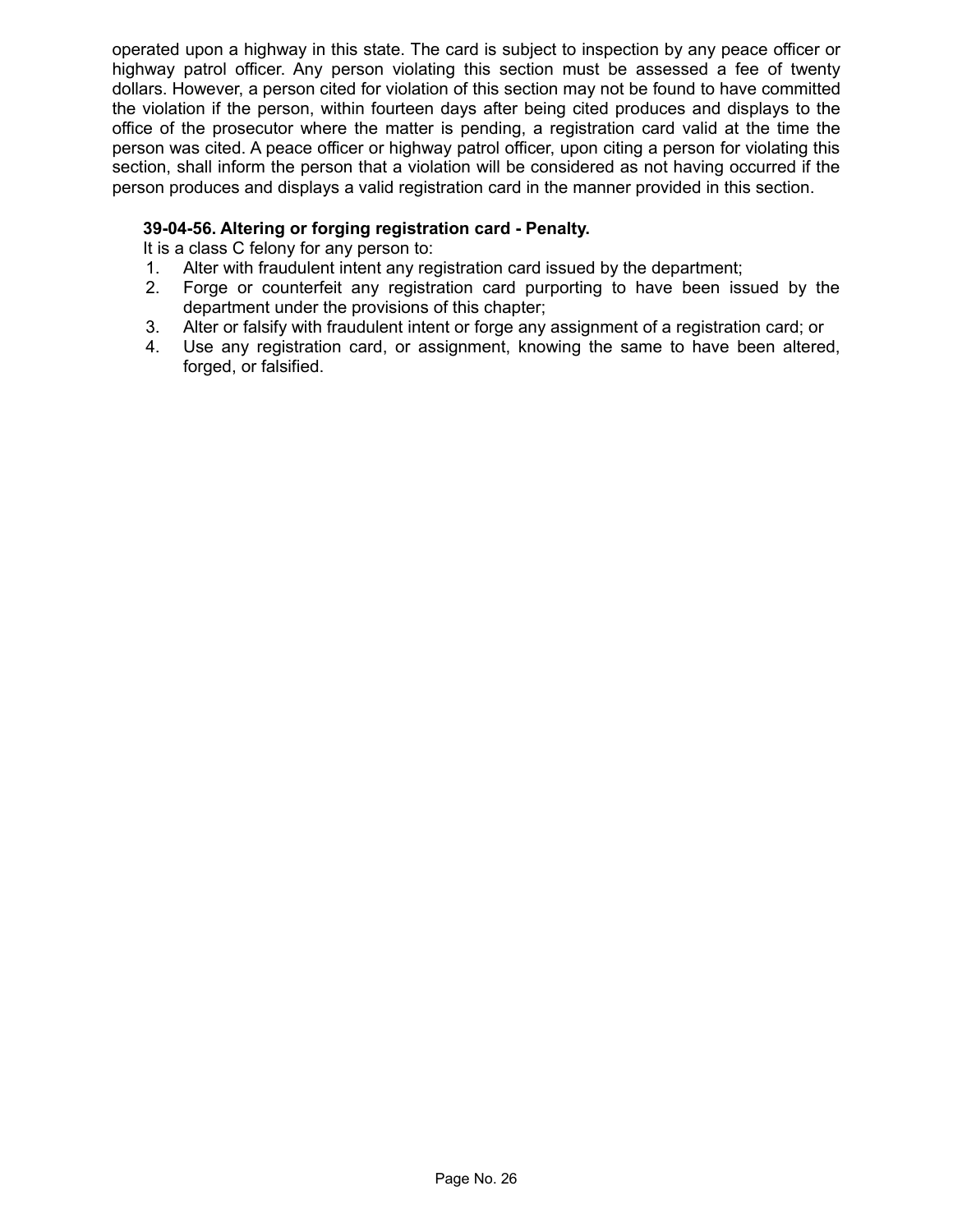operated upon a highway in this state. The card is subject to inspection by any peace officer or highway patrol officer. Any person violating this section must be assessed a fee of twenty dollars. However, a person cited for violation of this section may not be found to have committed the violation if the person, within fourteen days after being cited produces and displays to the office of the prosecutor where the matter is pending, a registration card valid at the time the person was cited. A peace officer or highway patrol officer, upon citing a person for violating this section, shall inform the person that a violation will be considered as not having occurred if the person produces and displays a valid registration card in the manner provided in this section.

**39-04-56. Altering or forging registration card - Penalty.**

It is a class C felony for any person to:

1. Alter with fraudulent intent any registration card issued by the department;
2. Forge or counterfeit any registration card purporting to have been issued by the department under the provisions of this chapter;
3. Alter or falsify with fraudulent intent or forge any assignment of a registration card; or
4. Use any registration card, or assignment, knowing the same to have been altered, forged, or falsified.